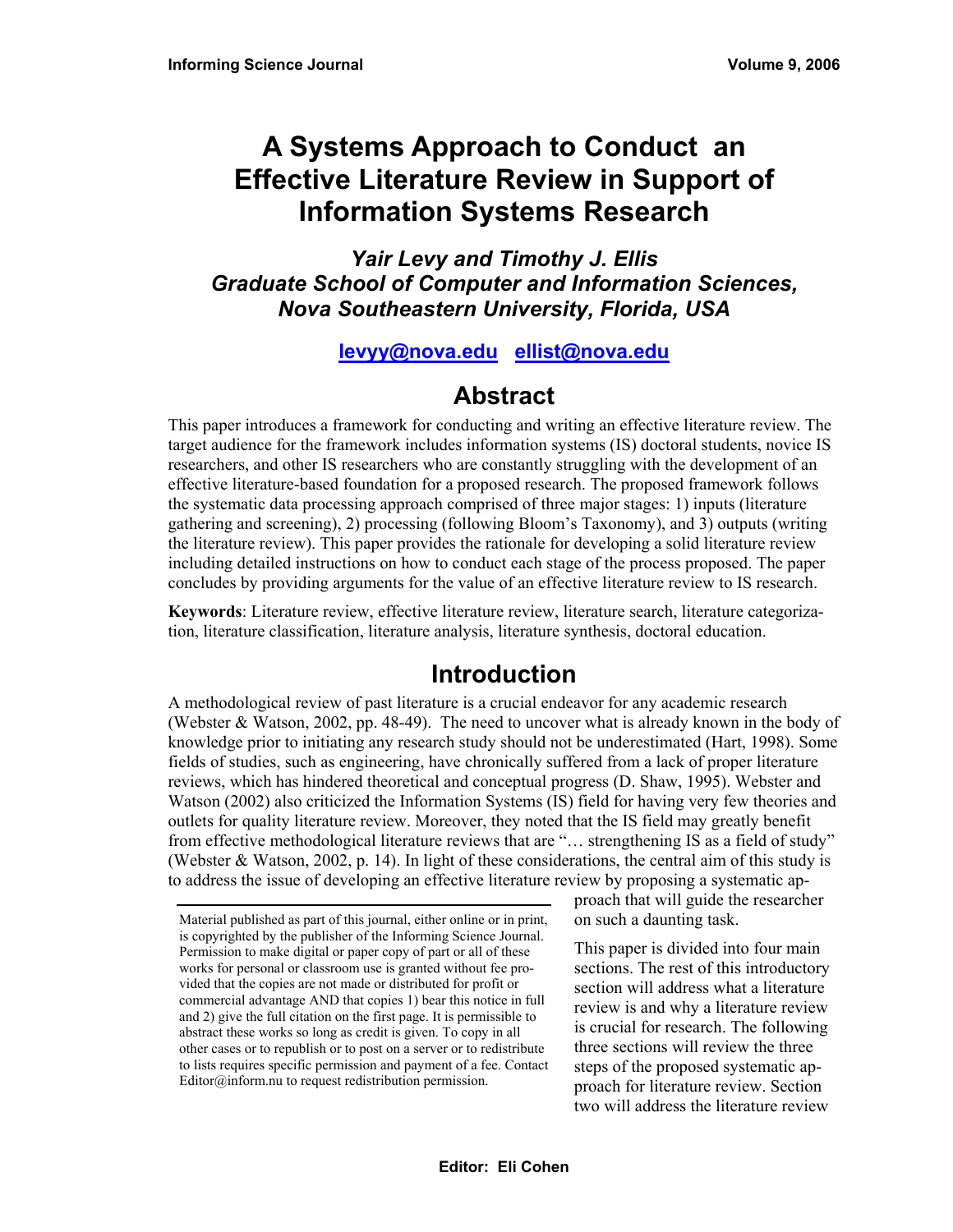# A Systems Approach to Conduct an Effective Literature Review in Support of Information Systems Research

***Yair Levy and Timothy J. Ellis***
***Graduate School of Computer and Information Sciences, Nova Southeastern University, Florida, USA***

**levyy@nova.edu ellist@nova.edu**

## Abstract

This paper introduces a framework for conducting and writing an effective literature review. The target audience for the framework includes information systems (IS) doctoral students, novice IS researchers, and other IS researchers who are constantly struggling with the development of an effective literature-based foundation for a proposed research. The proposed framework follows the systematic data processing approach comprised of three major stages: 1) inputs (literature gathering and screening), 2) processing (following Bloom's Taxonomy), and 3) outputs (writing the literature review). This paper provides the rationale for developing a solid literature review including detailed instructions on how to conduct each stage of the process proposed. The paper concludes by providing arguments for the value of an effective literature review to IS research.

**Keywords**: Literature review, effective literature review, literature search, literature categorization, literature classification, literature analysis, literature synthesis, doctoral education.

## Introduction

A methodological review of past literature is a crucial endeavor for any academic research (Webster & Watson, 2002, pp. 48-49). The need to uncover what is already known in the body of knowledge prior to initiating any research study should not be underestimated (Hart, 1998). Some fields of studies, such as engineering, have chronically suffered from a lack of proper literature reviews, which has hindered theoretical and conceptual progress (D. Shaw, 1995). Webster and Watson (2002) also criticized the Information Systems (IS) field for having very few theories and outlets for quality literature review. Moreover, they noted that the IS field may greatly benefit from effective methodological literature reviews that are "… strengthening IS as a field of study" (Webster & Watson, 2002, p. 14). In light of these considerations, the central aim of this study is to address the issue of developing an effective literature review by proposing a systematic approach that will guide the researcher on such a daunting task.

This paper is divided into four main sections. The rest of this introductory section will address what a literature review is and why a literature review is crucial for research. The following three sections will review the three steps of the proposed systematic approach for literature review. Section two will address the literature review

Material published as part of this journal, either online or in print, is copyrighted by the publisher of the Informing Science Journal. Permission to make digital or paper copy of part or all of these works for personal or classroom use is granted without fee provided that the copies are not made or distributed for profit or commercial advantage AND that copies 1) bear this notice in full and 2) give the full citation on the first page. It is permissible to abstract these works so long as credit is given. To copy in all other cases or to republish or to post on a server or to redistribute to lists requires specific permission and payment of a fee. Contact Editor@inform.nu to request redistribution permission.

Editor: Eli Cohen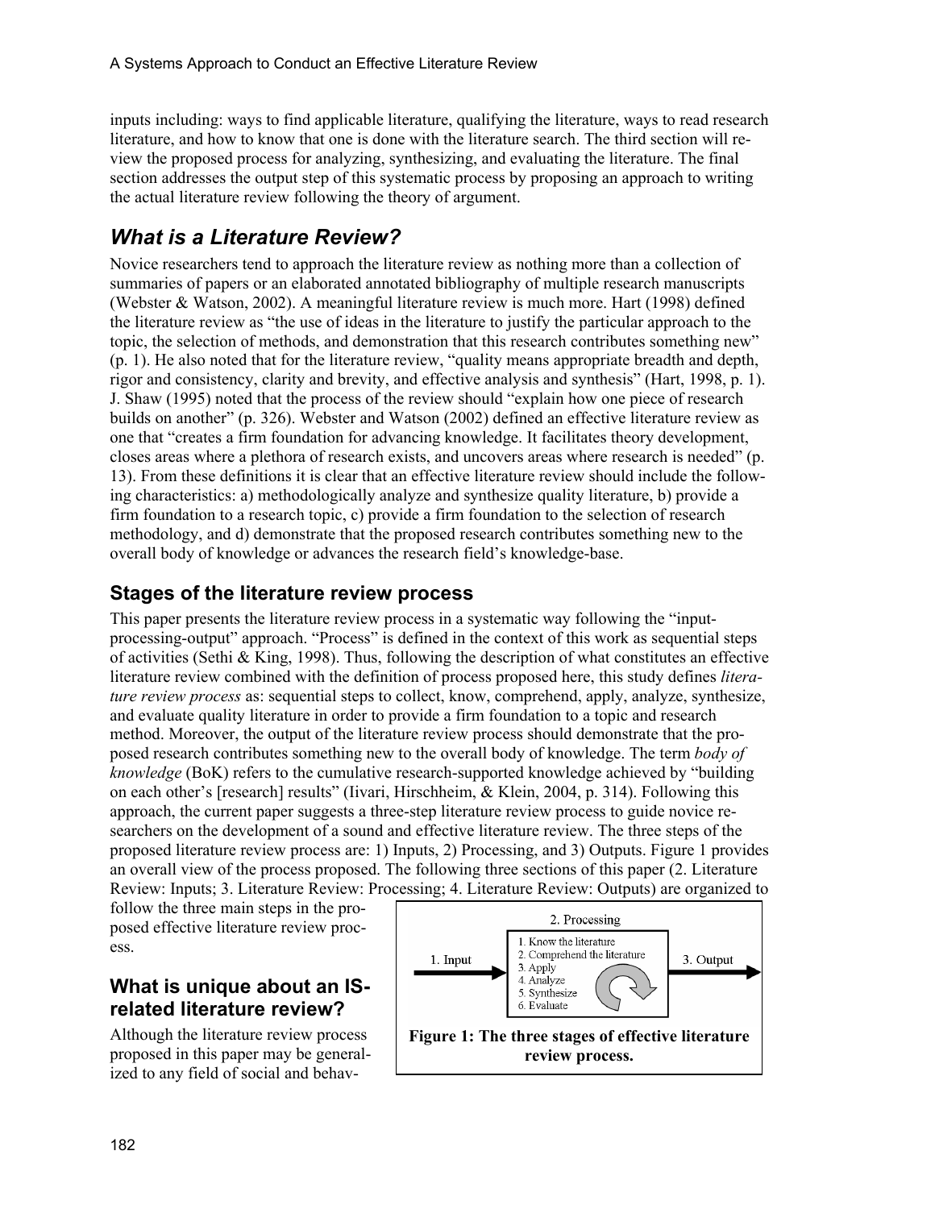inputs including: ways to find applicable literature, qualifying the literature, ways to read research literature, and how to know that one is done with the literature search. The third section will review the proposed process for analyzing, synthesizing, and evaluating the literature. The final section addresses the output step of this systematic process by proposing an approach to writing the actual literature review following the theory of argument.

## *What is a Literature Review?*

Novice researchers tend to approach the literature review as nothing more than a collection of summaries of papers or an elaborated annotated bibliography of multiple research manuscripts (Webster & Watson, 2002). A meaningful literature review is much more. Hart (1998) defined the literature review as "the use of ideas in the literature to justify the particular approach to the topic, the selection of methods, and demonstration that this research contributes something new" (p. 1). He also noted that for the literature review, "quality means appropriate breadth and depth, rigor and consistency, clarity and brevity, and effective analysis and synthesis" (Hart, 1998, p. 1). J. Shaw (1995) noted that the process of the review should "explain how one piece of research builds on another" (p. 326). Webster and Watson (2002) defined an effective literature review as one that "creates a firm foundation for advancing knowledge. It facilitates theory development, closes areas where a plethora of research exists, and uncovers areas where research is needed" (p. 13). From these definitions it is clear that an effective literature review should include the following characteristics: a) methodologically analyze and synthesize quality literature, b) provide a firm foundation to a research topic, c) provide a firm foundation to the selection of research methodology, and d) demonstrate that the proposed research contributes something new to the overall body of knowledge or advances the research field's knowledge-base.

### Stages of the literature review process

This paper presents the literature review process in a systematic way following the "input-processing-output" approach. "Process" is defined in the context of this work as sequential steps of activities (Sethi & King, 1998). Thus, following the description of what constitutes an effective literature review combined with the definition of process proposed here, this study defines *literature review process* as: sequential steps to collect, know, comprehend, apply, analyze, synthesize, and evaluate quality literature in order to provide a firm foundation to a topic and research method. Moreover, the output of the literature review process should demonstrate that the proposed research contributes something new to the overall body of knowledge. The term *body of knowledge* (BoK) refers to the cumulative research-supported knowledge achieved by "building on each other's [research] results" (Iivari, Hirschheim, & Klein, 2004, p. 314). Following this approach, the current paper suggests a three-step literature review process to guide novice researchers on the development of a sound and effective literature review. The three steps of the proposed literature review process are: 1) Inputs, 2) Processing, and 3) Outputs. Figure 1 provides an overall view of the process proposed. The following three sections of this paper (2. Literature Review: Inputs; 3. Literature Review: Processing; 4. Literature Review: Outputs) are organized to follow the three main steps in the proposed effective literature review process.

1. Input → 2. Processing (1. Know the literature; 2. Comprehend the literature; 3. Apply; 4. Analyze; 5. Synthesize; 6. Evaluate) → 3. Output

**Figure 1: The three stages of effective literature review process.**

### What is unique about an IS-related literature review?

Although the literature review process proposed in this paper may be generalized to any field of social and behav-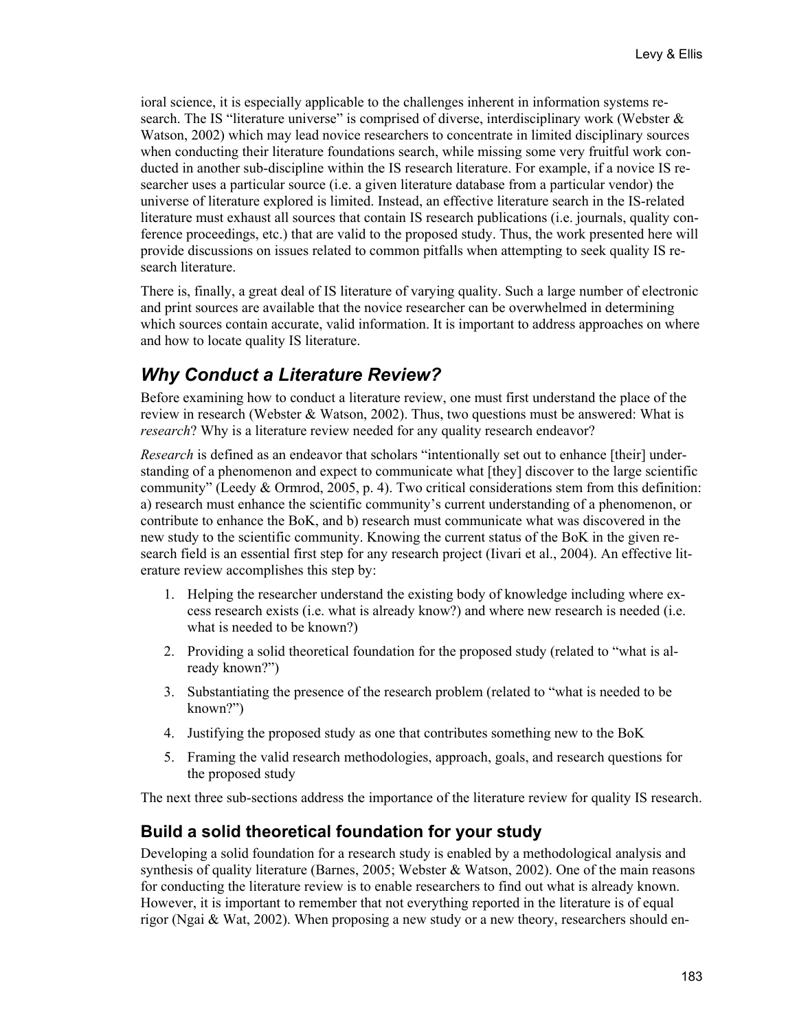ioral science, it is especially applicable to the challenges inherent in information systems research. The IS "literature universe" is comprised of diverse, interdisciplinary work (Webster & Watson, 2002) which may lead novice researchers to concentrate in limited disciplinary sources when conducting their literature foundations search, while missing some very fruitful work conducted in another sub-discipline within the IS research literature. For example, if a novice IS researcher uses a particular source (i.e. a given literature database from a particular vendor) the universe of literature explored is limited. Instead, an effective literature search in the IS-related literature must exhaust all sources that contain IS research publications (i.e. journals, quality conference proceedings, etc.) that are valid to the proposed study. Thus, the work presented here will provide discussions on issues related to common pitfalls when attempting to seek quality IS research literature.

There is, finally, a great deal of IS literature of varying quality. Such a large number of electronic and print sources are available that the novice researcher can be overwhelmed in determining which sources contain accurate, valid information. It is important to address approaches on where and how to locate quality IS literature.

## *Why Conduct a Literature Review?*

Before examining how to conduct a literature review, one must first understand the place of the review in research (Webster & Watson, 2002). Thus, two questions must be answered: What is *research*? Why is a literature review needed for any quality research endeavor?

*Research* is defined as an endeavor that scholars "intentionally set out to enhance [their] understanding of a phenomenon and expect to communicate what [they] discover to the large scientific community" (Leedy & Ormrod, 2005, p. 4). Two critical considerations stem from this definition: a) research must enhance the scientific community's current understanding of a phenomenon, or contribute to enhance the BoK, and b) research must communicate what was discovered in the new study to the scientific community. Knowing the current status of the BoK in the given research field is an essential first step for any research project (Iivari et al., 2004). An effective literature review accomplishes this step by:

1. Helping the researcher understand the existing body of knowledge including where excess research exists (i.e. what is already know?) and where new research is needed (i.e. what is needed to be known?)
2. Providing a solid theoretical foundation for the proposed study (related to "what is already known?")
3. Substantiating the presence of the research problem (related to "what is needed to be known?")
4. Justifying the proposed study as one that contributes something new to the BoK
5. Framing the valid research methodologies, approach, goals, and research questions for the proposed study

The next three sub-sections address the importance of the literature review for quality IS research.

### Build a solid theoretical foundation for your study

Developing a solid foundation for a research study is enabled by a methodological analysis and synthesis of quality literature (Barnes, 2005; Webster & Watson, 2002). One of the main reasons for conducting the literature review is to enable researchers to find out what is already known. However, it is important to remember that not everything reported in the literature is of equal rigor (Ngai & Wat, 2002). When proposing a new study or a new theory, researchers should en-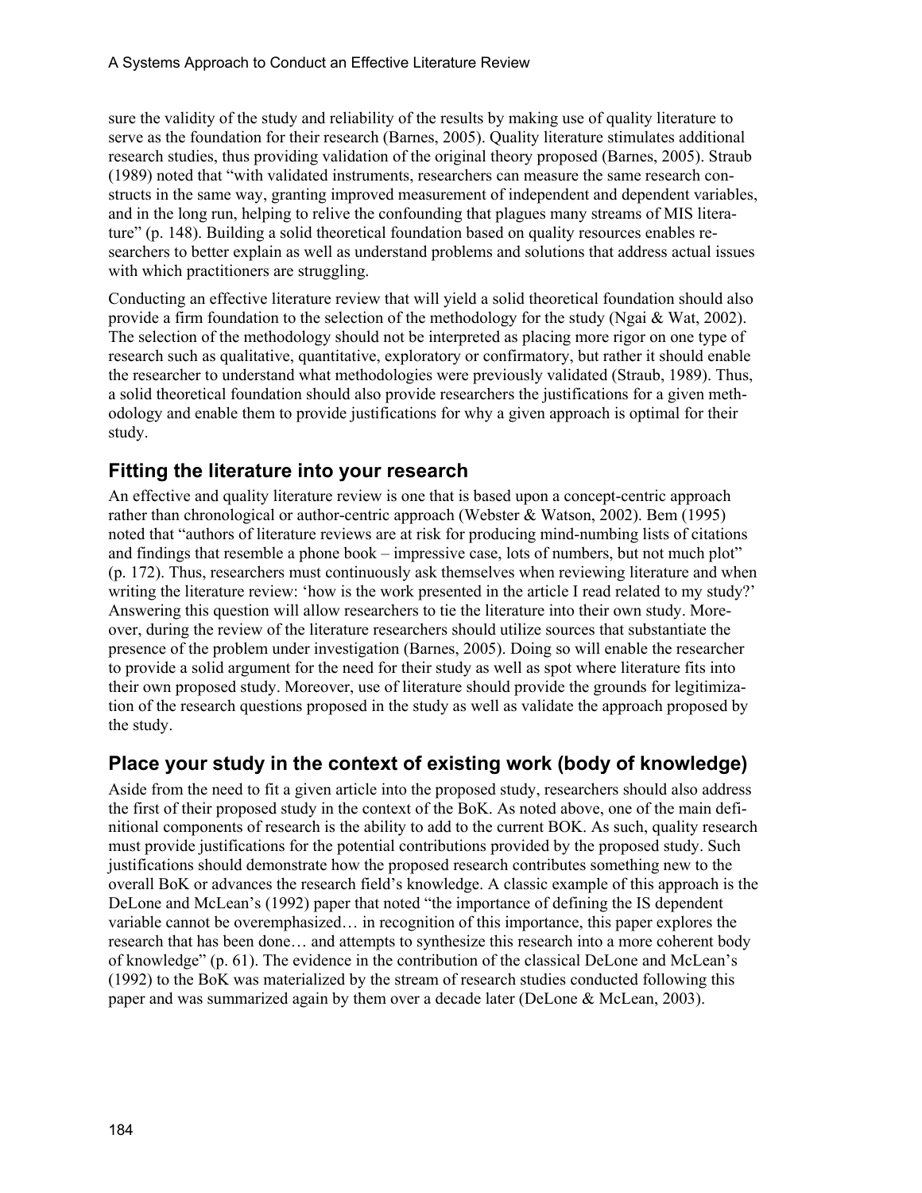sure the validity of the study and reliability of the results by making use of quality literature to serve as the foundation for their research (Barnes, 2005). Quality literature stimulates additional research studies, thus providing validation of the original theory proposed (Barnes, 2005). Straub (1989) noted that "with validated instruments, researchers can measure the same research constructs in the same way, granting improved measurement of independent and dependent variables, and in the long run, helping to relive the confounding that plagues many streams of MIS literature" (p. 148). Building a solid theoretical foundation based on quality resources enables researchers to better explain as well as understand problems and solutions that address actual issues with which practitioners are struggling.

Conducting an effective literature review that will yield a solid theoretical foundation should also provide a firm foundation to the selection of the methodology for the study (Ngai & Wat, 2002). The selection of the methodology should not be interpreted as placing more rigor on one type of research such as qualitative, quantitative, exploratory or confirmatory, but rather it should enable the researcher to understand what methodologies were previously validated (Straub, 1989). Thus, a solid theoretical foundation should also provide researchers the justifications for a given methodology and enable them to provide justifications for why a given approach is optimal for their study.

## Fitting the literature into your research

An effective and quality literature review is one that is based upon a concept-centric approach rather than chronological or author-centric approach (Webster & Watson, 2002). Bem (1995) noted that "authors of literature reviews are at risk for producing mind-numbing lists of citations and findings that resemble a phone book – impressive case, lots of numbers, but not much plot" (p. 172). Thus, researchers must continuously ask themselves when reviewing literature and when writing the literature review: 'how is the work presented in the article I read related to my study?' Answering this question will allow researchers to tie the literature into their own study. Moreover, during the review of the literature researchers should utilize sources that substantiate the presence of the problem under investigation (Barnes, 2005). Doing so will enable the researcher to provide a solid argument for the need for their study as well as spot where literature fits into their own proposed study. Moreover, use of literature should provide the grounds for legitimization of the research questions proposed in the study as well as validate the approach proposed by the study.

## Place your study in the context of existing work (body of knowledge)

Aside from the need to fit a given article into the proposed study, researchers should also address the first of their proposed study in the context of the BoK. As noted above, one of the main definitional components of research is the ability to add to the current BOK. As such, quality research must provide justifications for the potential contributions provided by the proposed study. Such justifications should demonstrate how the proposed research contributes something new to the overall BoK or advances the research field's knowledge. A classic example of this approach is the DeLone and McLean's (1992) paper that noted "the importance of defining the IS dependent variable cannot be overemphasized… in recognition of this importance, this paper explores the research that has been done… and attempts to synthesize this research into a more coherent body of knowledge" (p. 61). The evidence in the contribution of the classical DeLone and McLean's (1992) to the BoK was materialized by the stream of research studies conducted following this paper and was summarized again by them over a decade later (DeLone & McLean, 2003).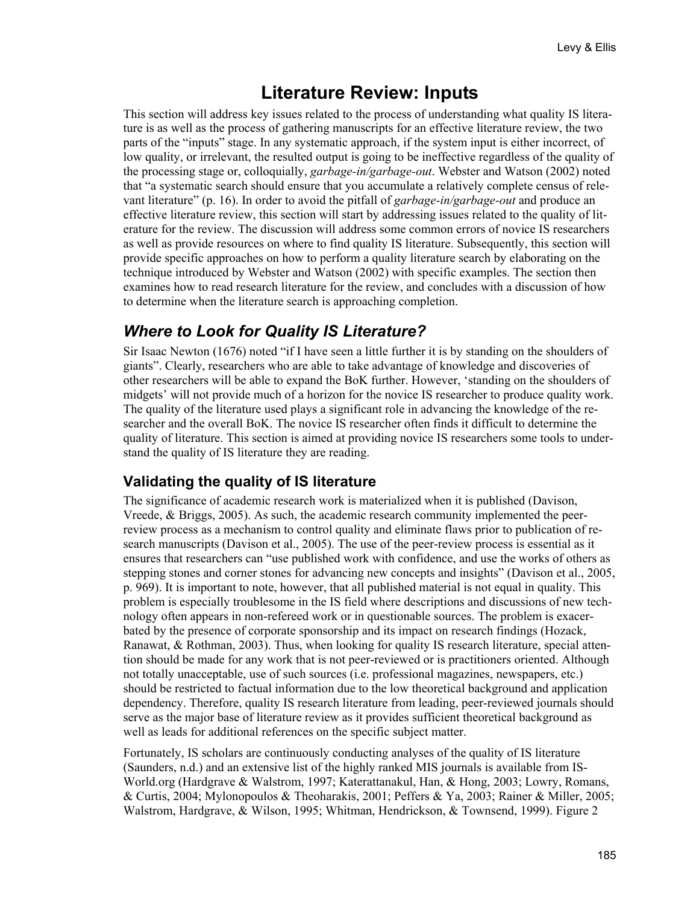# Literature Review: Inputs

This section will address key issues related to the process of understanding what quality IS literature is as well as the process of gathering manuscripts for an effective literature review, the two parts of the "inputs" stage. In any systematic approach, if the system input is either incorrect, of low quality, or irrelevant, the resulted output is going to be ineffective regardless of the quality of the processing stage or, colloquially, *garbage-in/garbage-out*. Webster and Watson (2002) noted that "a systematic search should ensure that you accumulate a relatively complete census of relevant literature" (p. 16). In order to avoid the pitfall of *garbage-in/garbage-out* and produce an effective literature review, this section will start by addressing issues related to the quality of literature for the review. The discussion will address some common errors of novice IS researchers as well as provide resources on where to find quality IS literature. Subsequently, this section will provide specific approaches on how to perform a quality literature search by elaborating on the technique introduced by Webster and Watson (2002) with specific examples. The section then examines how to read research literature for the review, and concludes with a discussion of how to determine when the literature search is approaching completion.

## *Where to Look for Quality IS Literature?*

Sir Isaac Newton (1676) noted "if I have seen a little further it is by standing on the shoulders of giants". Clearly, researchers who are able to take advantage of knowledge and discoveries of other researchers will be able to expand the BoK further. However, 'standing on the shoulders of midgets' will not provide much of a horizon for the novice IS researcher to produce quality work. The quality of the literature used plays a significant role in advancing the knowledge of the researcher and the overall BoK. The novice IS researcher often finds it difficult to determine the quality of literature. This section is aimed at providing novice IS researchers some tools to understand the quality of IS literature they are reading.

### Validating the quality of IS literature

The significance of academic research work is materialized when it is published (Davison, Vreede, & Briggs, 2005). As such, the academic research community implemented the peer-review process as a mechanism to control quality and eliminate flaws prior to publication of research manuscripts (Davison et al., 2005). The use of the peer-review process is essential as it ensures that researchers can "use published work with confidence, and use the works of others as stepping stones and corner stones for advancing new concepts and insights" (Davison et al., 2005, p. 969). It is important to note, however, that all published material is not equal in quality. This problem is especially troublesome in the IS field where descriptions and discussions of new technology often appears in non-refereed work or in questionable sources. The problem is exacerbated by the presence of corporate sponsorship and its impact on research findings (Hozack, Ranawat, & Rothman, 2003). Thus, when looking for quality IS research literature, special attention should be made for any work that is not peer-reviewed or is practitioners oriented. Although not totally unacceptable, use of such sources (i.e. professional magazines, newspapers, etc.) should be restricted to factual information due to the low theoretical background and application dependency. Therefore, quality IS research literature from leading, peer-reviewed journals should serve as the major base of literature review as it provides sufficient theoretical background as well as leads for additional references on the specific subject matter.

Fortunately, IS scholars are continuously conducting analyses of the quality of IS literature (Saunders, n.d.) and an extensive list of the highly ranked MIS journals is available from IS-World.org (Hardgrave & Walstrom, 1997; Katerattanakul, Han, & Hong, 2003; Lowry, Romans, & Curtis, 2004; Mylonopoulos & Theoharakis, 2001; Peffers & Ya, 2003; Rainer & Miller, 2005; Walstrom, Hardgrave, & Wilson, 1995; Whitman, Hendrickson, & Townsend, 1999). Figure 2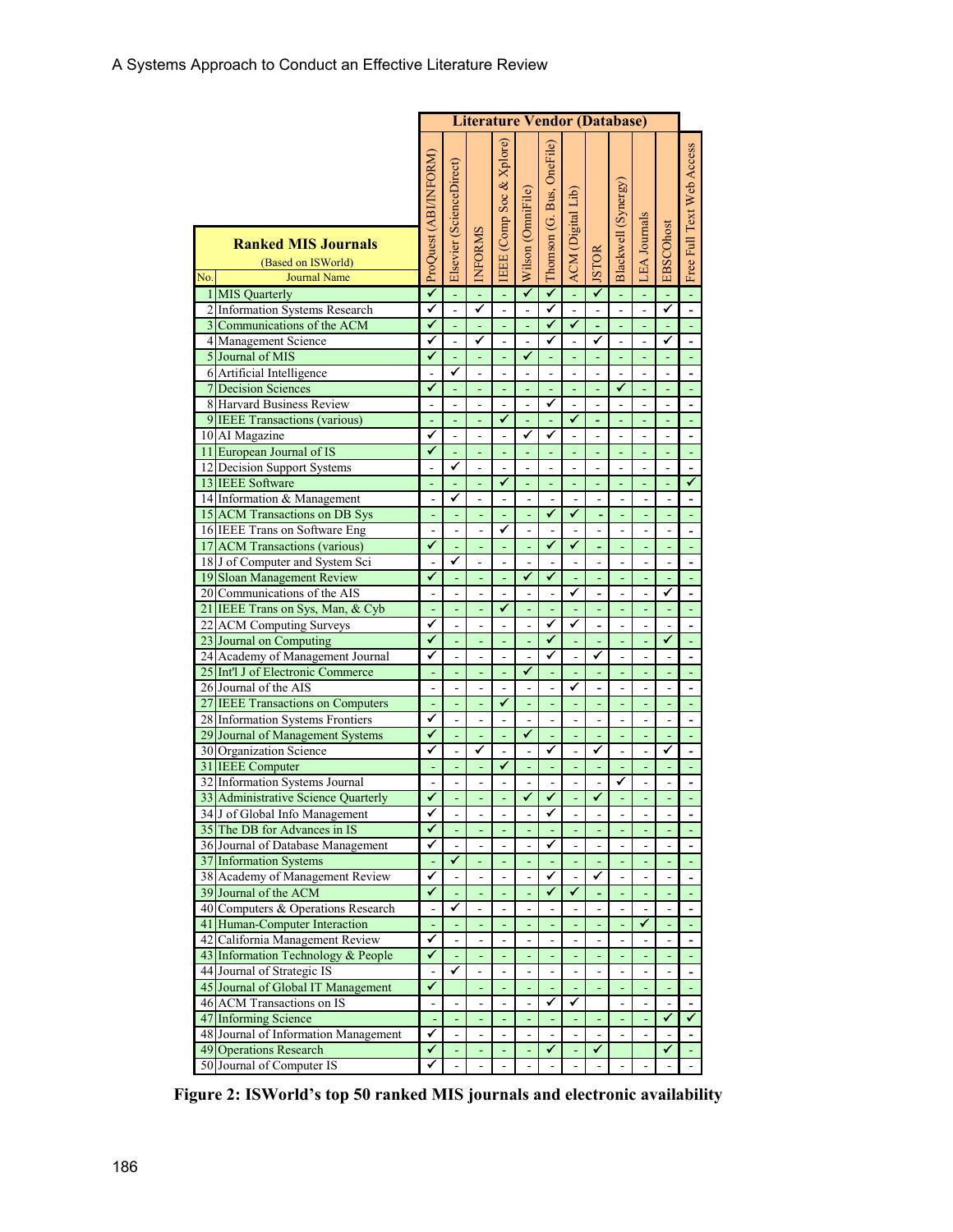| | Ranked MIS Journals (Based on ISWorld) | Literature Vendor (Database) | | | | | | | | | | | |
|---|---|---|---|---|---|---|---|---|---|---|---|---|---|
| No. | Journal Name | ProQuest (ABI/INFORM) | Elsevier (ScienceDirect) | INFORMS | IEEE (Comp Soc & Xplore) | Wilson (OmniFile) | Thomson (G. Bus, OneFile) | ACM (Digital Lib) | JSTOR | Blackwell (Synergy) | LEA Journals | EBSCOhost | Free Full Text Web Access |
| 1 | MIS Quarterly | ✓ | - | - | - | ✓ | ✓ | - | ✓ | - | - | - | - |
| 2 | Information Systems Research | ✓ | - | ✓ | - | - | ✓ | - | - | - | - | ✓ | - |
| 3 | Communications of the ACM | ✓ | - | - | - | - | ✓ | ✓ | - | - | - | - | - |
| 4 | Management Science | ✓ | - | ✓ | - | - | ✓ | - | ✓ | - | - | ✓ | - |
| 5 | Journal of MIS | ✓ | - | - | - | ✓ | - | - | - | - | - | - | - |
| 6 | Artificial Intelligence | - | ✓ | - | - | - | - | - | - | - | - | - | - |
| 7 | Decision Sciences | ✓ | - | - | - | - | - | - | - | ✓ | - | - | - |
| 8 | Harvard Business Review | - | - | - | - | - | ✓ | - | - | - | - | - | - |
| 9 | IEEE Transactions (various) | - | - | - | ✓ | - | - | ✓ | - | - | - | - | - |
| 10 | AI Magazine | ✓ | - | - | - | ✓ | ✓ | - | - | - | - | - | - |
| 11 | European Journal of IS | ✓ | - | - | - | - | - | - | - | - | - | - | - |
| 12 | Decision Support Systems | - | ✓ | - | - | - | - | - | - | - | - | - | - |
| 13 | IEEE Software | - | - | - | ✓ | - | - | - | - | - | - | - | ✓ |
| 14 | Information & Management | - | ✓ | - | - | - | - | - | - | - | - | - | - |
| 15 | ACM Transactions on DB Sys | - | - | - | - | - | ✓ | ✓ | - | - | - | - | - |
| 16 | IEEE Trans on Software Eng | - | - | - | ✓ | - | - | - | - | - | - | - | - |
| 17 | ACM Transactions (various) | ✓ | - | - | - | - | ✓ | ✓ | - | - | - | - | - |
| 18 | J of Computer and System Sci | - | ✓ | - | - | - | - | - | - | - | - | - | - |
| 19 | Sloan Management Review | ✓ | - | - | - | ✓ | ✓ | - | - | - | - | - | - |
| 20 | Communications of the AIS | - | - | - | - | - | - | ✓ | - | - | - | ✓ | - |
| 21 | IEEE Trans on Sys, Man, & Cyb | - | - | - | ✓ | - | - | - | - | - | - | - | - |
| 22 | ACM Computing Surveys | ✓ | - | - | - | - | ✓ | ✓ | - | - | - | - | - |
| 23 | Journal on Computing | ✓ | - | - | - | - | ✓ | - | - | - | - | ✓ | - |
| 24 | Academy of Management Journal | ✓ | - | - | - | - | ✓ | - | ✓ | - | - | - | - |
| 25 | Int'l J of Electronic Commerce | - | - | - | - | ✓ | - | - | - | - | - | - | - |
| 26 | Journal of the AIS | - | - | - | - | - | - | ✓ | - | - | - | - | - |
| 27 | IEEE Transactions on Computers | - | - | - | ✓ | - | - | - | - | - | - | - | - |
| 28 | Information Systems Frontiers | ✓ | - | - | - | - | - | - | - | - | - | - | - |
| 29 | Journal of Management Systems | ✓ | - | - | - | ✓ | - | - | - | - | - | - | - |
| 30 | Organization Science | ✓ | - | ✓ | - | - | ✓ | - | ✓ | - | - | ✓ | - |
| 31 | IEEE Computer | - | - | - | ✓ | - | - | - | - | - | - | - | - |
| 32 | Information Systems Journal | - | - | - | - | - | - | - | - | ✓ | - | - | - |
| 33 | Administrative Science Quarterly | ✓ | - | - | - | ✓ | ✓ | - | ✓ | - | - | - | - |
| 34 | J of Global Info Management | ✓ | - | - | - | - | ✓ | - | - | - | - | - | - |
| 35 | The DB for Advances in IS | ✓ | - | - | - | - | - | - | - | - | - | - | - |
| 36 | Journal of Database Management | ✓ | - | - | - | - | ✓ | - | - | - | - | - | - |
| 37 | Information Systems | - | ✓ | - | - | - | - | - | - | - | - | - | - |
| 38 | Academy of Management Review | ✓ | - | - | - | - | ✓ | - | ✓ | - | - | - | - |
| 39 | Journal of the ACM | ✓ | - | - | - | - | ✓ | ✓ | - | - | - | - | - |
| 40 | Computers & Operations Research | - | ✓ | - | - | - | - | - | - | - | - | - | - |
| 41 | Human-Computer Interaction | - | - | - | - | - | - | - | - | - | ✓ | - | - |
| 42 | California Management Review | ✓ | - | - | - | - | - | - | - | - | - | - | - |
| 43 | Information Technology & People | ✓ | - | - | - | - | - | - | - | - | - | - | - |
| 44 | Journal of Strategic IS | - | ✓ | - | - | - | - | - | - | - | - | - | - |
| 45 | Journal of Global IT Management | ✓ | | - | - | - | - | - | - | - | - | - | - |
| 46 | ACM Transactions on IS | - | - | - | - | - | ✓ | ✓ | | - | - | - | - |
| 47 | Informing Science | - | - | - | - | - | - | - | - | - | - | ✓ | ✓ |
| 48 | Journal of Information Management | ✓ | - | - | - | - | - | - | - | - | - | - | - |
| 49 | Operations Research | ✓ | - | - | - | - | ✓ | - | ✓ | | | ✓ | - |
| 50 | Journal of Computer IS | ✓ | - | - | - | - | - | - | - | - | - | - | - |

**Figure 2: ISWorld's top 50 ranked MIS journals and electronic availability**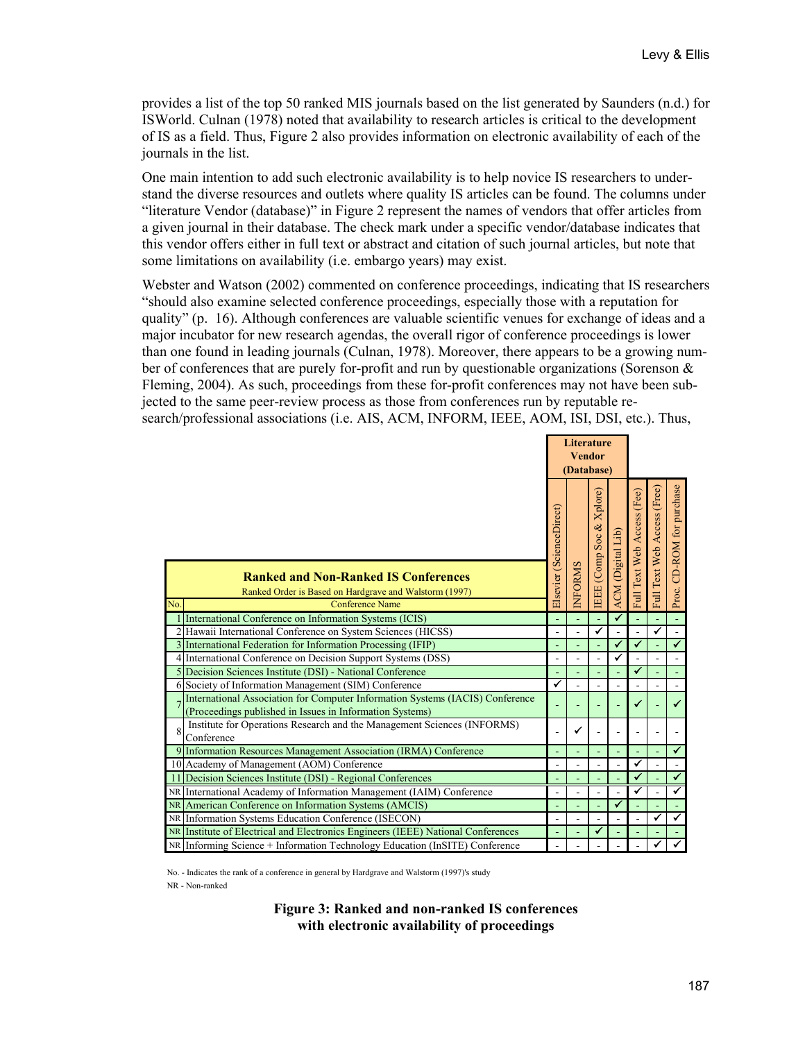provides a list of the top 50 ranked MIS journals based on the list generated by Saunders (n.d.) for ISWorld. Culnan (1978) noted that availability to research articles is critical to the development of IS as a field. Thus, Figure 2 also provides information on electronic availability of each of the journals in the list.

One main intention to add such electronic availability is to help novice IS researchers to understand the diverse resources and outlets where quality IS articles can be found. The columns under "literature Vendor (database)" in Figure 2 represent the names of vendors that offer articles from a given journal in their database. The check mark under a specific vendor/database indicates that this vendor offers either in full text or abstract and citation of such journal articles, but note that some limitations on availability (i.e. embargo years) may exist.

Webster and Watson (2002) commented on conference proceedings, indicating that IS researchers "should also examine selected conference proceedings, especially those with a reputation for quality" (p. 16). Although conferences are valuable scientific venues for exchange of ideas and a major incubator for new research agendas, the overall rigor of conference proceedings is lower than one found in leading journals (Culnan, 1978). Moreover, there appears to be a growing number of conferences that are purely for-profit and run by questionable organizations (Sorenson & Fleming, 2004). As such, proceedings from these for-profit conferences may not have been subjected to the same peer-review process as those from conferences run by reputable research/professional associations (i.e. AIS, ACM, INFORM, IEEE, AOM, ISI, DSI, etc.). Thus,

| **Ranked and Non-Ranked IS Conferences** Ranked Order is Based on Hardgrave and Walstorm (1997) | | **Literature Vendor (Database)** | | | | | | |
|---|---|---|---|---|---|---|---|---|
| No. | Conference Name | Elsevier (ScienceDirect) | INFORMS | IEEE (Comp Soc & Xplore) | ACM (Digital Lib) | Full Text Web Access (Fee) | Full Text Web Access (Free) | Proc. CD-ROM for purchase |
| 1 | International Conference on Information Systems (ICIS) | - | - | - | ✓ | - | - | - |
| 2 | Hawaii International Conference on System Sciences (HICSS) | - | - | ✓ | - | - | ✓ | - |
| 3 | International Federation for Information Processing (IFIP) | - | - | - | ✓ | ✓ | - | ✓ |
| 4 | International Conference on Decision Support Systems (DSS) | - | - | - | ✓ | - | - | - |
| 5 | Decision Sciences Institute (DSI) - National Conference | - | - | - | - | ✓ | - | - |
| 6 | Society of Information Management (SIM) Conference | ✓ | - | - | - | - | - | - |
| 7 | International Association for Computer Information Systems (IACIS) Conference (Proceedings published in Issues in Information Systems) | - | - | - | - | ✓ | - | ✓ |
| 8 | Institute for Operations Research and the Management Sciences (INFORMS) Conference | - | ✓ | - | - | - | - | - |
| 9 | Information Resources Management Association (IRMA) Conference | - | - | - | - | - | - | ✓ |
| 10 | Academy of Management (AOM) Conference | - | - | - | - | ✓ | - | - |
| 11 | Decision Sciences Institute (DSI) - Regional Conferences | - | - | - | - | ✓ | - | ✓ |
| NR | International Academy of Information Management (IAIM) Conference | - | - | - | - | ✓ | - | ✓ |
| NR | American Conference on Information Systems (AMCIS) | - | - | - | ✓ | - | - | - |
| NR | Information Systems Education Conference (ISECON) | - | - | - | - | - | ✓ | ✓ |
| NR | Institute of Electrical and Electronics Engineers (IEEE) National Conferences | - | - | ✓ | - | - | - | - |
| NR | Informing Science + Information Technology Education (InSITE) Conference | - | - | - | - | - | ✓ | ✓ |

No. - Indicates the rank of a conference in general by Hardgrave and Walstorm (1997)'s study
NR - Non-ranked

**Figure 3: Ranked and non-ranked IS conferences with electronic availability of proceedings**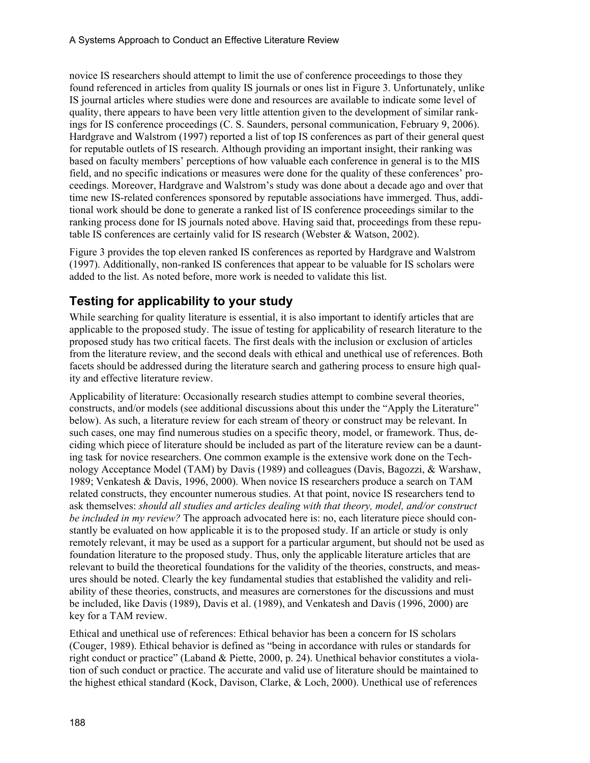novice IS researchers should attempt to limit the use of conference proceedings to those they found referenced in articles from quality IS journals or ones list in Figure 3. Unfortunately, unlike IS journal articles where studies were done and resources are available to indicate some level of quality, there appears to have been very little attention given to the development of similar rankings for IS conference proceedings (C. S. Saunders, personal communication, February 9, 2006). Hardgrave and Walstrom (1997) reported a list of top IS conferences as part of their general quest for reputable outlets of IS research. Although providing an important insight, their ranking was based on faculty members' perceptions of how valuable each conference in general is to the MIS field, and no specific indications or measures were done for the quality of these conferences' proceedings. Moreover, Hardgrave and Walstrom's study was done about a decade ago and over that time new IS-related conferences sponsored by reputable associations have immerged. Thus, additional work should be done to generate a ranked list of IS conference proceedings similar to the ranking process done for IS journals noted above. Having said that, proceedings from these reputable IS conferences are certainly valid for IS research (Webster & Watson, 2002).

Figure 3 provides the top eleven ranked IS conferences as reported by Hardgrave and Walstrom (1997). Additionally, non-ranked IS conferences that appear to be valuable for IS scholars were added to the list. As noted before, more work is needed to validate this list.

## Testing for applicability to your study

While searching for quality literature is essential, it is also important to identify articles that are applicable to the proposed study. The issue of testing for applicability of research literature to the proposed study has two critical facets. The first deals with the inclusion or exclusion of articles from the literature review, and the second deals with ethical and unethical use of references. Both facets should be addressed during the literature search and gathering process to ensure high quality and effective literature review.

Applicability of literature: Occasionally research studies attempt to combine several theories, constructs, and/or models (see additional discussions about this under the "Apply the Literature" below). As such, a literature review for each stream of theory or construct may be relevant. In such cases, one may find numerous studies on a specific theory, model, or framework. Thus, deciding which piece of literature should be included as part of the literature review can be a daunting task for novice researchers. One common example is the extensive work done on the Technology Acceptance Model (TAM) by Davis (1989) and colleagues (Davis, Bagozzi, & Warshaw, 1989; Venkatesh & Davis, 1996, 2000). When novice IS researchers produce a search on TAM related constructs, they encounter numerous studies. At that point, novice IS researchers tend to ask themselves: *should all studies and articles dealing with that theory, model, and/or construct be included in my review?* The approach advocated here is: no, each literature piece should constantly be evaluated on how applicable it is to the proposed study. If an article or study is only remotely relevant, it may be used as a support for a particular argument, but should not be used as foundation literature to the proposed study. Thus, only the applicable literature articles that are relevant to build the theoretical foundations for the validity of the theories, constructs, and measures should be noted. Clearly the key fundamental studies that established the validity and reliability of these theories, constructs, and measures are cornerstones for the discussions and must be included, like Davis (1989), Davis et al. (1989), and Venkatesh and Davis (1996, 2000) are key for a TAM review.

Ethical and unethical use of references: Ethical behavior has been a concern for IS scholars (Couger, 1989). Ethical behavior is defined as "being in accordance with rules or standards for right conduct or practice" (Laband & Piette, 2000, p. 24). Unethical behavior constitutes a violation of such conduct or practice. The accurate and valid use of literature should be maintained to the highest ethical standard (Kock, Davison, Clarke, & Loch, 2000). Unethical use of references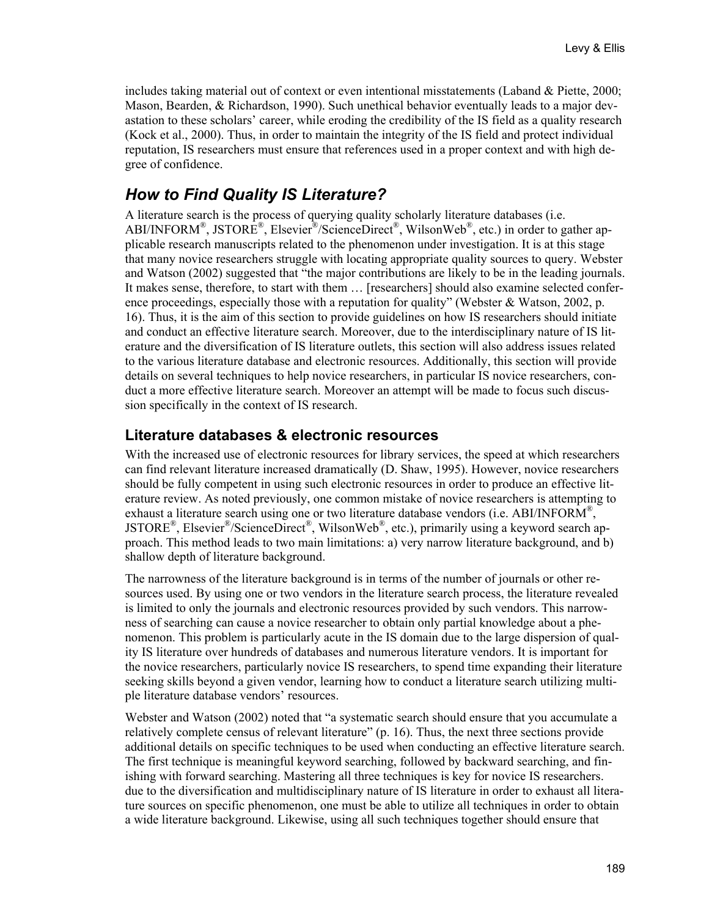includes taking material out of context or even intentional misstatements (Laband & Piette, 2000; Mason, Bearden, & Richardson, 1990). Such unethical behavior eventually leads to a major devastation to these scholars' career, while eroding the credibility of the IS field as a quality research (Kock et al., 2000). Thus, in order to maintain the integrity of the IS field and protect individual reputation, IS researchers must ensure that references used in a proper context and with high degree of confidence.

## *How to Find Quality IS Literature?*

A literature search is the process of querying quality scholarly literature databases (i.e. ABI/INFORM®, JSTORE®, Elsevier®/ScienceDirect®, WilsonWeb®, etc.) in order to gather applicable research manuscripts related to the phenomenon under investigation. It is at this stage that many novice researchers struggle with locating appropriate quality sources to query. Webster and Watson (2002) suggested that "the major contributions are likely to be in the leading journals. It makes sense, therefore, to start with them … [researchers] should also examine selected conference proceedings, especially those with a reputation for quality" (Webster & Watson, 2002, p. 16). Thus, it is the aim of this section to provide guidelines on how IS researchers should initiate and conduct an effective literature search. Moreover, due to the interdisciplinary nature of IS literature and the diversification of IS literature outlets, this section will also address issues related to the various literature database and electronic resources. Additionally, this section will provide details on several techniques to help novice researchers, in particular IS novice researchers, conduct a more effective literature search. Moreover an attempt will be made to focus such discussion specifically in the context of IS research.

### Literature databases & electronic resources

With the increased use of electronic resources for library services, the speed at which researchers can find relevant literature increased dramatically (D. Shaw, 1995). However, novice researchers should be fully competent in using such electronic resources in order to produce an effective literature review. As noted previously, one common mistake of novice researchers is attempting to exhaust a literature search using one or two literature database vendors (i.e. ABI/INFORM®, JSTORE®, Elsevier®/ScienceDirect®, WilsonWeb®, etc.), primarily using a keyword search approach. This method leads to two main limitations: a) very narrow literature background, and b) shallow depth of literature background.

The narrowness of the literature background is in terms of the number of journals or other resources used. By using one or two vendors in the literature search process, the literature revealed is limited to only the journals and electronic resources provided by such vendors. This narrowness of searching can cause a novice researcher to obtain only partial knowledge about a phenomenon. This problem is particularly acute in the IS domain due to the large dispersion of quality IS literature over hundreds of databases and numerous literature vendors. It is important for the novice researchers, particularly novice IS researchers, to spend time expanding their literature seeking skills beyond a given vendor, learning how to conduct a literature search utilizing multiple literature database vendors' resources.

Webster and Watson (2002) noted that "a systematic search should ensure that you accumulate a relatively complete census of relevant literature" (p. 16). Thus, the next three sections provide additional details on specific techniques to be used when conducting an effective literature search. The first technique is meaningful keyword searching, followed by backward searching, and finishing with forward searching. Mastering all three techniques is key for novice IS researchers. due to the diversification and multidisciplinary nature of IS literature in order to exhaust all literature sources on specific phenomenon, one must be able to utilize all techniques in order to obtain a wide literature background. Likewise, using all such techniques together should ensure that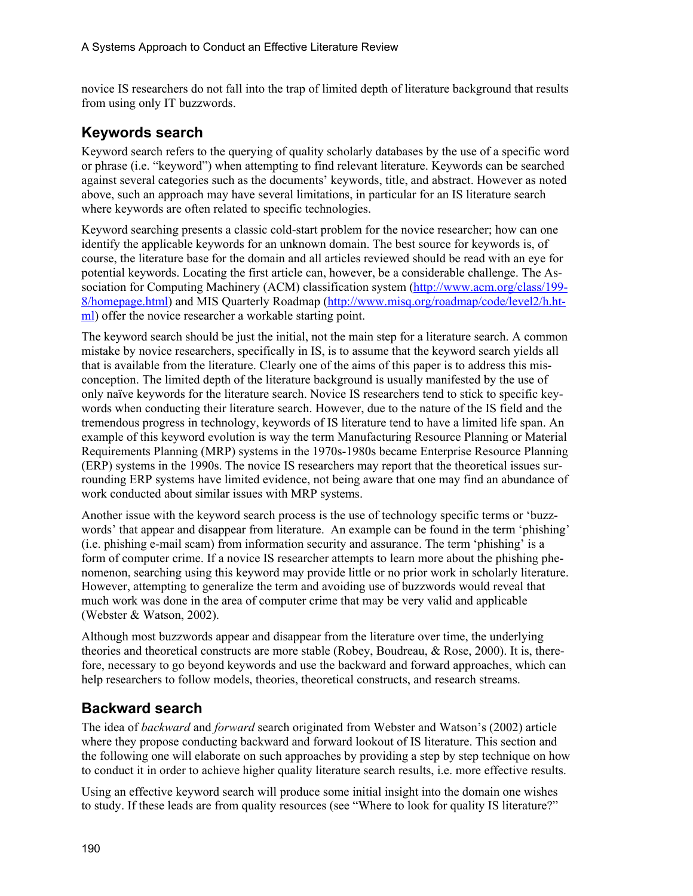novice IS researchers do not fall into the trap of limited depth of literature background that results from using only IT buzzwords.

## Keywords search

Keyword search refers to the querying of quality scholarly databases by the use of a specific word or phrase (i.e. "keyword") when attempting to find relevant literature. Keywords can be searched against several categories such as the documents' keywords, title, and abstract. However as noted above, such an approach may have several limitations, in particular for an IS literature search where keywords are often related to specific technologies.

Keyword searching presents a classic cold-start problem for the novice researcher; how can one identify the applicable keywords for an unknown domain. The best source for keywords is, of course, the literature base for the domain and all articles reviewed should be read with an eye for potential keywords. Locating the first article can, however, be a considerable challenge. The Association for Computing Machinery (ACM) classification system (http://www.acm.org/class/1998/homepage.html) and MIS Quarterly Roadmap (http://www.misq.org/roadmap/code/level2/h.html) offer the novice researcher a workable starting point.

The keyword search should be just the initial, not the main step for a literature search. A common mistake by novice researchers, specifically in IS, is to assume that the keyword search yields all that is available from the literature. Clearly one of the aims of this paper is to address this misconception. The limited depth of the literature background is usually manifested by the use of only naïve keywords for the literature search. Novice IS researchers tend to stick to specific keywords when conducting their literature search. However, due to the nature of the IS field and the tremendous progress in technology, keywords of IS literature tend to have a limited life span. An example of this keyword evolution is way the term Manufacturing Resource Planning or Material Requirements Planning (MRP) systems in the 1970s-1980s became Enterprise Resource Planning (ERP) systems in the 1990s. The novice IS researchers may report that the theoretical issues surrounding ERP systems have limited evidence, not being aware that one may find an abundance of work conducted about similar issues with MRP systems.

Another issue with the keyword search process is the use of technology specific terms or 'buzzwords' that appear and disappear from literature. An example can be found in the term 'phishing' (i.e. phishing e-mail scam) from information security and assurance. The term 'phishing' is a form of computer crime. If a novice IS researcher attempts to learn more about the phishing phenomenon, searching using this keyword may provide little or no prior work in scholarly literature. However, attempting to generalize the term and avoiding use of buzzwords would reveal that much work was done in the area of computer crime that may be very valid and applicable (Webster & Watson, 2002).

Although most buzzwords appear and disappear from the literature over time, the underlying theories and theoretical constructs are more stable (Robey, Boudreau, & Rose, 2000). It is, therefore, necessary to go beyond keywords and use the backward and forward approaches, which can help researchers to follow models, theories, theoretical constructs, and research streams.

## Backward search

The idea of *backward* and *forward* search originated from Webster and Watson's (2002) article where they propose conducting backward and forward lookout of IS literature. This section and the following one will elaborate on such approaches by providing a step by step technique on how to conduct it in order to achieve higher quality literature search results, i.e. more effective results.

Using an effective keyword search will produce some initial insight into the domain one wishes to study. If these leads are from quality resources (see "Where to look for quality IS literature?"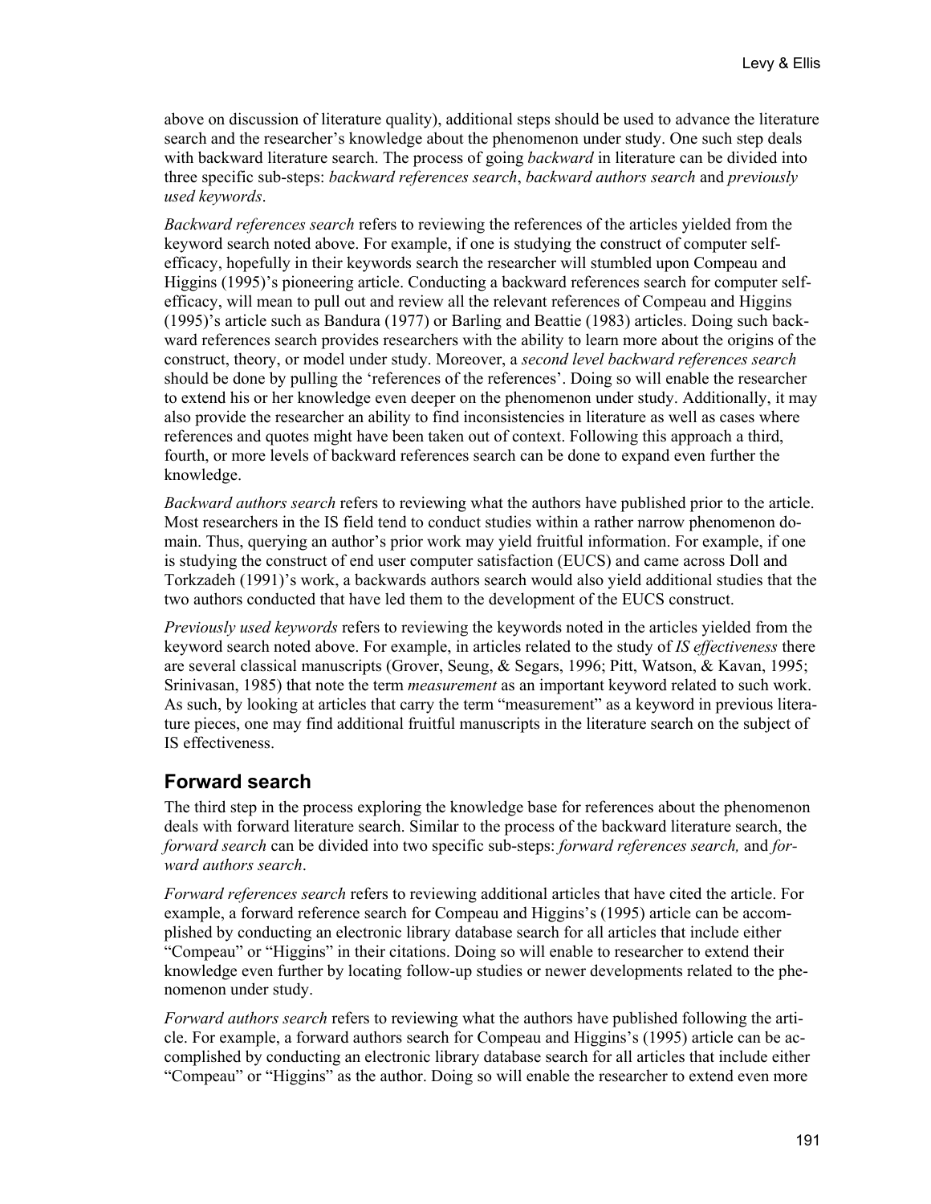above on discussion of literature quality), additional steps should be used to advance the literature search and the researcher's knowledge about the phenomenon under study. One such step deals with backward literature search. The process of going *backward* in literature can be divided into three specific sub-steps: *backward references search*, *backward authors search* and *previously used keywords*.

*Backward references search* refers to reviewing the references of the articles yielded from the keyword search noted above. For example, if one is studying the construct of computer self-efficacy, hopefully in their keywords search the researcher will stumbled upon Compeau and Higgins (1995)'s pioneering article. Conducting a backward references search for computer self-efficacy, will mean to pull out and review all the relevant references of Compeau and Higgins (1995)'s article such as Bandura (1977) or Barling and Beattie (1983) articles. Doing such backward references search provides researchers with the ability to learn more about the origins of the construct, theory, or model under study. Moreover, a *second level backward references search* should be done by pulling the 'references of the references'. Doing so will enable the researcher to extend his or her knowledge even deeper on the phenomenon under study. Additionally, it may also provide the researcher an ability to find inconsistencies in literature as well as cases where references and quotes might have been taken out of context. Following this approach a third, fourth, or more levels of backward references search can be done to expand even further the knowledge.

*Backward authors search* refers to reviewing what the authors have published prior to the article. Most researchers in the IS field tend to conduct studies within a rather narrow phenomenon domain. Thus, querying an author's prior work may yield fruitful information. For example, if one is studying the construct of end user computer satisfaction (EUCS) and came across Doll and Torkzadeh (1991)'s work, a backwards authors search would also yield additional studies that the two authors conducted that have led them to the development of the EUCS construct.

*Previously used keywords* refers to reviewing the keywords noted in the articles yielded from the keyword search noted above. For example, in articles related to the study of *IS effectiveness* there are several classical manuscripts (Grover, Seung, & Segars, 1996; Pitt, Watson, & Kavan, 1995; Srinivasan, 1985) that note the term *measurement* as an important keyword related to such work. As such, by looking at articles that carry the term "measurement" as a keyword in previous literature pieces, one may find additional fruitful manuscripts in the literature search on the subject of IS effectiveness.

## Forward search

The third step in the process exploring the knowledge base for references about the phenomenon deals with forward literature search. Similar to the process of the backward literature search, the *forward search* can be divided into two specific sub-steps: *forward references search,* and *forward authors search*.

*Forward references search* refers to reviewing additional articles that have cited the article. For example, a forward reference search for Compeau and Higgins's (1995) article can be accomplished by conducting an electronic library database search for all articles that include either "Compeau" or "Higgins" in their citations. Doing so will enable to researcher to extend their knowledge even further by locating follow-up studies or newer developments related to the phenomenon under study.

*Forward authors search* refers to reviewing what the authors have published following the article. For example, a forward authors search for Compeau and Higgins's (1995) article can be accomplished by conducting an electronic library database search for all articles that include either "Compeau" or "Higgins" as the author. Doing so will enable the researcher to extend even more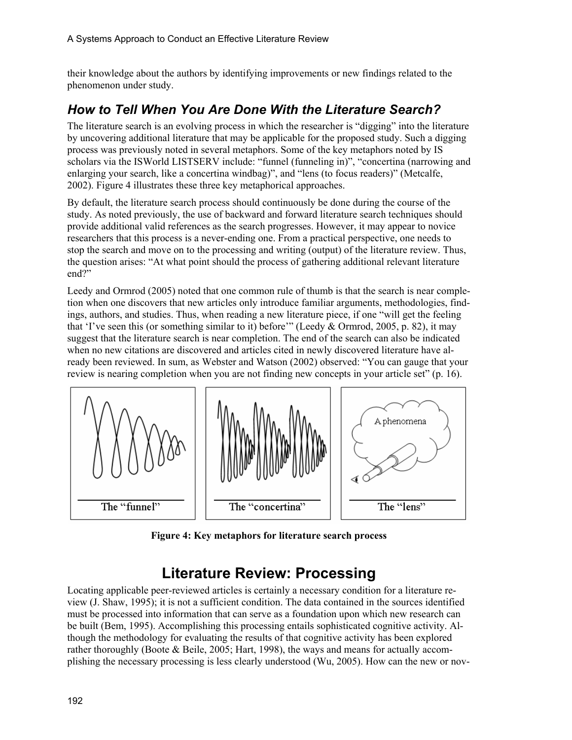their knowledge about the authors by identifying improvements or new findings related to the phenomenon under study.

### *How to Tell When You Are Done With the Literature Search?*

The literature search is an evolving process in which the researcher is "digging" into the literature by uncovering additional literature that may be applicable for the proposed study. Such a digging process was previously noted in several metaphors. Some of the key metaphors noted by IS scholars via the ISWorld LISTSERV include: "funnel (funneling in)", "concertina (narrowing and enlarging your search, like a concertina windbag)", and "lens (to focus readers)" (Metcalfe, 2002). Figure 4 illustrates these three key metaphorical approaches.

By default, the literature search process should continuously be done during the course of the study. As noted previously, the use of backward and forward literature search techniques should provide additional valid references as the search progresses. However, it may appear to novice researchers that this process is a never-ending one. From a practical perspective, one needs to stop the search and move on to the processing and writing (output) of the literature review. Thus, the question arises: "At what point should the process of gathering additional relevant literature end?"

Leedy and Ormrod (2005) noted that one common rule of thumb is that the search is near completion when one discovers that new articles only introduce familiar arguments, methodologies, findings, authors, and studies. Thus, when reading a new literature piece, if one "will get the feeling that 'I've seen this (or something similar to it) before'" (Leedy & Ormrod, 2005, p. 82), it may suggest that the literature search is near completion. The end of the search can also be indicated when no new citations are discovered and articles cited in newly discovered literature have already been reviewed. In sum, as Webster and Watson (2002) observed: "You can gauge that your review is nearing completion when you are not finding new concepts in your article set" (p. 16).

The "funnel" | The "concertina" | A phenomena — The "lens"

**Figure 4: Key metaphors for literature search process**

## Literature Review: Processing

Locating applicable peer-reviewed articles is certainly a necessary condition for a literature review (J. Shaw, 1995); it is not a sufficient condition. The data contained in the sources identified must be processed into information that can serve as a foundation upon which new research can be built (Bem, 1995). Accomplishing this processing entails sophisticated cognitive activity. Although the methodology for evaluating the results of that cognitive activity has been explored rather thoroughly (Boote & Beile, 2005; Hart, 1998), the ways and means for actually accomplishing the necessary processing is less clearly understood (Wu, 2005). How can the new or nov-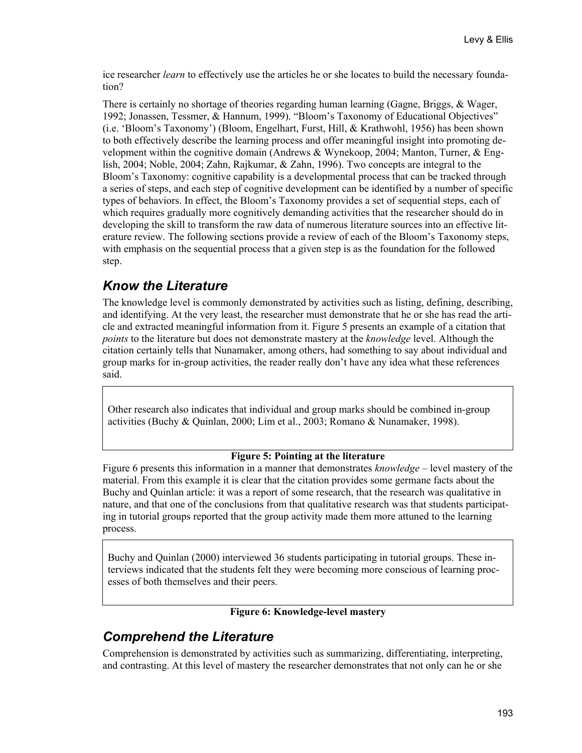ice researcher *learn* to effectively use the articles he or she locates to build the necessary foundation?

There is certainly no shortage of theories regarding human learning (Gagne, Briggs, & Wager, 1992; Jonassen, Tessmer, & Hannum, 1999). "Bloom's Taxonomy of Educational Objectives" (i.e. 'Bloom's Taxonomy') (Bloom, Engelhart, Furst, Hill, & Krathwohl, 1956) has been shown to both effectively describe the learning process and offer meaningful insight into promoting development within the cognitive domain (Andrews & Wynekoop, 2004; Manton, Turner, & English, 2004; Noble, 2004; Zahn, Rajkumar, & Zahn, 1996). Two concepts are integral to the Bloom's Taxonomy: cognitive capability is a developmental process that can be tracked through a series of steps, and each step of cognitive development can be identified by a number of specific types of behaviors. In effect, the Bloom's Taxonomy provides a set of sequential steps, each of which requires gradually more cognitively demanding activities that the researcher should do in developing the skill to transform the raw data of numerous literature sources into an effective literature review. The following sections provide a review of each of the Bloom's Taxonomy steps, with emphasis on the sequential process that a given step is as the foundation for the followed step.

## *Know the Literature*

The knowledge level is commonly demonstrated by activities such as listing, defining, describing, and identifying. At the very least, the researcher must demonstrate that he or she has read the article and extracted meaningful information from it. Figure 5 presents an example of a citation that *points* to the literature but does not demonstrate mastery at the *knowledge* level. Although the citation certainly tells that Nunamaker, among others, had something to say about individual and group marks for in-group activities, the reader really don't have any idea what these references said.

> Other research also indicates that individual and group marks should be combined in-group activities (Buchy & Quinlan, 2000; Lim et al., 2003; Romano & Nunamaker, 1998).

**Figure 5: Pointing at the literature**

Figure 6 presents this information in a manner that demonstrates *knowledge* – level mastery of the material. From this example it is clear that the citation provides some germane facts about the Buchy and Quinlan article: it was a report of some research, that the research was qualitative in nature, and that one of the conclusions from that qualitative research was that students participating in tutorial groups reported that the group activity made them more attuned to the learning process.

> Buchy and Quinlan (2000) interviewed 36 students participating in tutorial groups. These interviews indicated that the students felt they were becoming more conscious of learning processes of both themselves and their peers.

**Figure 6: Knowledge-level mastery**

## *Comprehend the Literature*

Comprehension is demonstrated by activities such as summarizing, differentiating, interpreting, and contrasting. At this level of mastery the researcher demonstrates that not only can he or she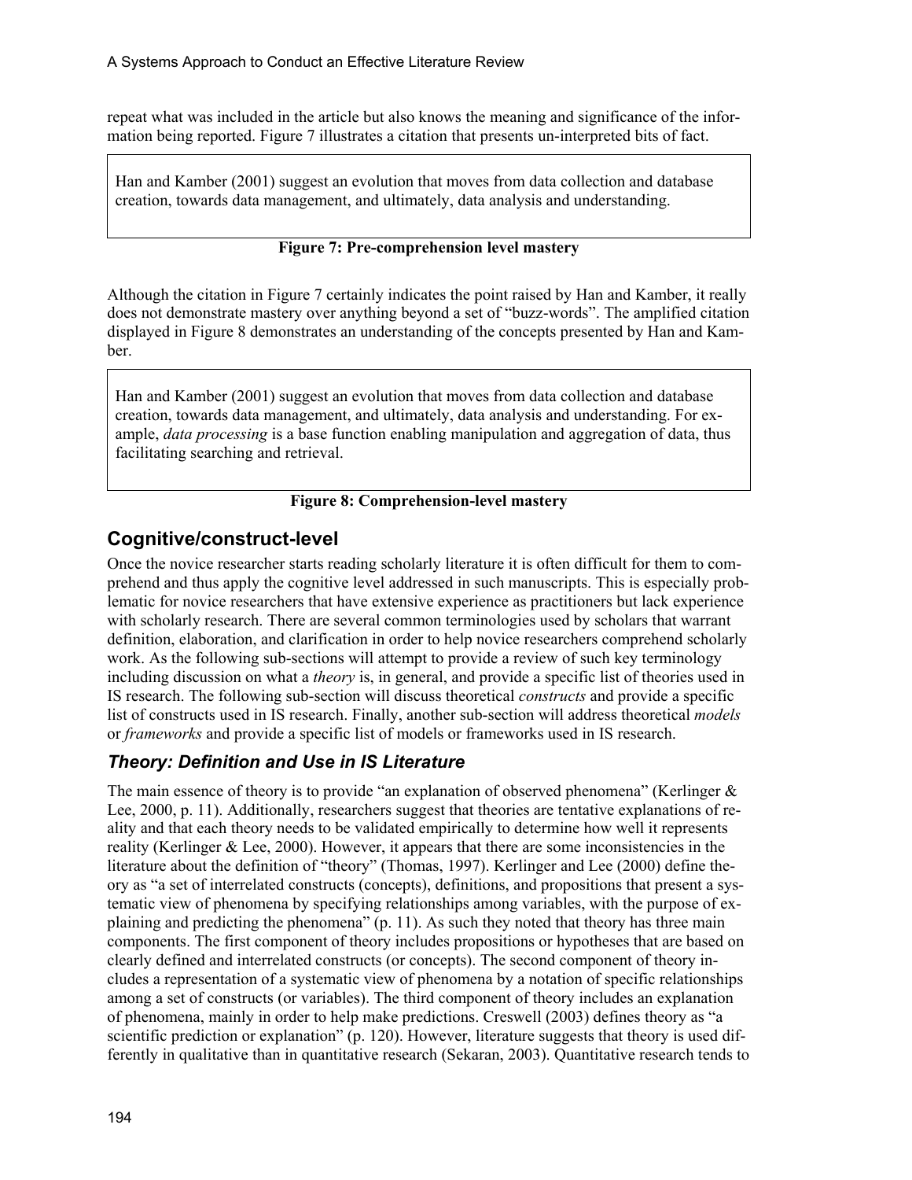repeat what was included in the article but also knows the meaning and significance of the information being reported. Figure 7 illustrates a citation that presents un-interpreted bits of fact.

> Han and Kamber (2001) suggest an evolution that moves from data collection and database creation, towards data management, and ultimately, data analysis and understanding.

**Figure 7: Pre-comprehension level mastery**

Although the citation in Figure 7 certainly indicates the point raised by Han and Kamber, it really does not demonstrate mastery over anything beyond a set of "buzz-words". The amplified citation displayed in Figure 8 demonstrates an understanding of the concepts presented by Han and Kamber.

> Han and Kamber (2001) suggest an evolution that moves from data collection and database creation, towards data management, and ultimately, data analysis and understanding. For example, *data processing* is a base function enabling manipulation and aggregation of data, thus facilitating searching and retrieval.

**Figure 8: Comprehension-level mastery**

## Cognitive/construct-level

Once the novice researcher starts reading scholarly literature it is often difficult for them to comprehend and thus apply the cognitive level addressed in such manuscripts. This is especially problematic for novice researchers that have extensive experience as practitioners but lack experience with scholarly research. There are several common terminologies used by scholars that warrant definition, elaboration, and clarification in order to help novice researchers comprehend scholarly work. As the following sub-sections will attempt to provide a review of such key terminology including discussion on what a *theory* is, in general, and provide a specific list of theories used in IS research. The following sub-section will discuss theoretical *constructs* and provide a specific list of constructs used in IS research. Finally, another sub-section will address theoretical *models* or *frameworks* and provide a specific list of models or frameworks used in IS research.

### *Theory: Definition and Use in IS Literature*

The main essence of theory is to provide "an explanation of observed phenomena" (Kerlinger & Lee, 2000, p. 11). Additionally, researchers suggest that theories are tentative explanations of reality and that each theory needs to be validated empirically to determine how well it represents reality (Kerlinger & Lee, 2000). However, it appears that there are some inconsistencies in the literature about the definition of "theory" (Thomas, 1997). Kerlinger and Lee (2000) define theory as "a set of interrelated constructs (concepts), definitions, and propositions that present a systematic view of phenomena by specifying relationships among variables, with the purpose of explaining and predicting the phenomena" (p. 11). As such they noted that theory has three main components. The first component of theory includes propositions or hypotheses that are based on clearly defined and interrelated constructs (or concepts). The second component of theory includes a representation of a systematic view of phenomena by a notation of specific relationships among a set of constructs (or variables). The third component of theory includes an explanation of phenomena, mainly in order to help make predictions. Creswell (2003) defines theory as "a scientific prediction or explanation" (p. 120). However, literature suggests that theory is used differently in qualitative than in quantitative research (Sekaran, 2003). Quantitative research tends to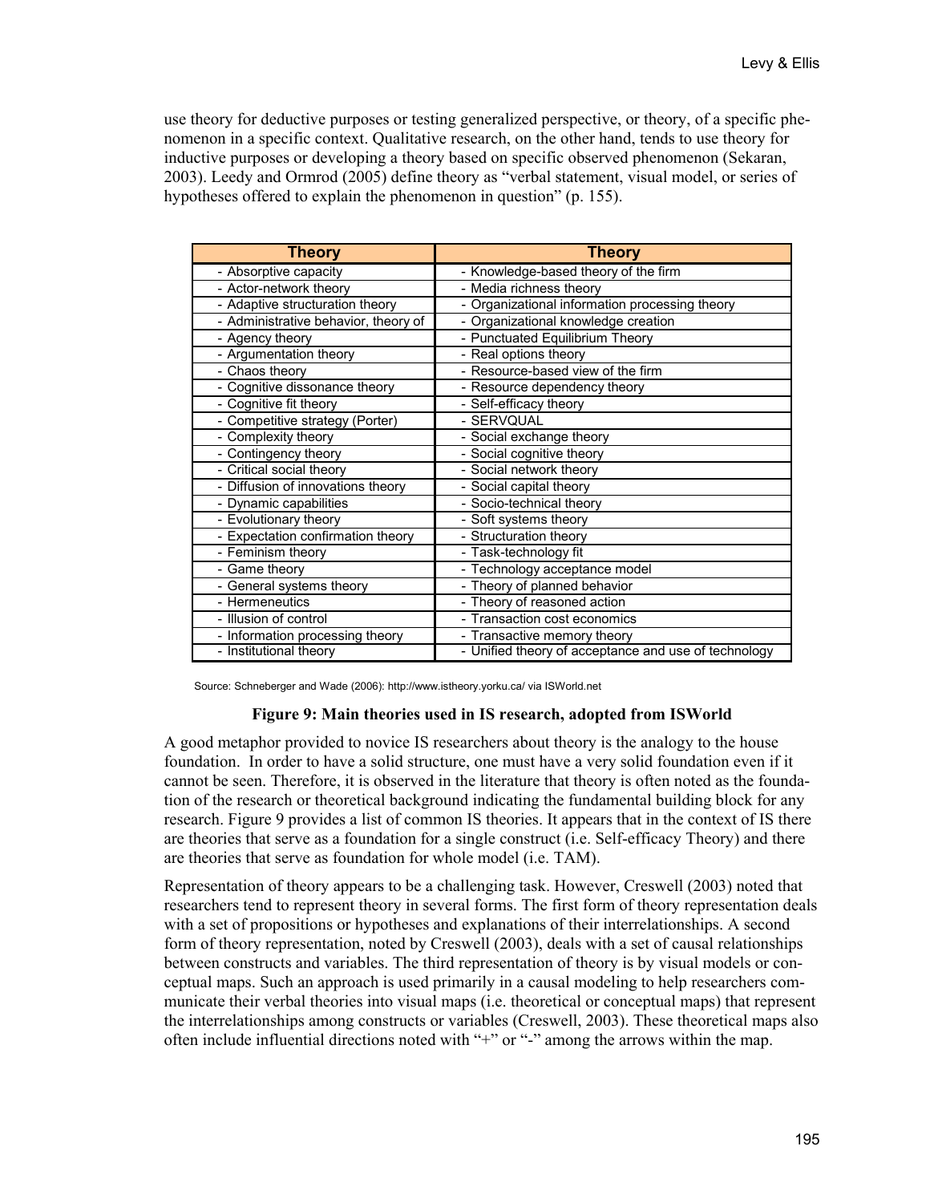use theory for deductive purposes or testing generalized perspective, or theory, of a specific phenomenon in a specific context. Qualitative research, on the other hand, tends to use theory for inductive purposes or developing a theory based on specific observed phenomenon (Sekaran, 2003). Leedy and Ormrod (2005) define theory as "verbal statement, visual model, or series of hypotheses offered to explain the phenomenon in question" (p. 155).

| Theory | Theory |
|---|---|
| - Absorptive capacity | - Knowledge-based theory of the firm |
| - Actor-network theory | - Media richness theory |
| - Adaptive structuration theory | - Organizational information processing theory |
| - Administrative behavior, theory of | - Organizational knowledge creation |
| - Agency theory | - Punctuated Equilibrium Theory |
| - Argumentation theory | - Real options theory |
| - Chaos theory | - Resource-based view of the firm |
| - Cognitive dissonance theory | - Resource dependency theory |
| - Cognitive fit theory | - Self-efficacy theory |
| - Competitive strategy (Porter) | - SERVQUAL |
| - Complexity theory | - Social exchange theory |
| - Contingency theory | - Social cognitive theory |
| - Critical social theory | - Social network theory |
| - Diffusion of innovations theory | - Social capital theory |
| - Dynamic capabilities | - Socio-technical theory |
| - Evolutionary theory | - Soft systems theory |
| - Expectation confirmation theory | - Structuration theory |
| - Feminism theory | - Task-technology fit |
| - Game theory | - Technology acceptance model |
| - General systems theory | - Theory of planned behavior |
| - Hermeneutics | - Theory of reasoned action |
| - Illusion of control | - Transaction cost economics |
| - Information processing theory | - Transactive memory theory |
| - Institutional theory | - Unified theory of acceptance and use of technology |

Source: Schneberger and Wade (2006): http://www.istheory.yorku.ca/ via ISWorld.net

**Figure 9: Main theories used in IS research, adopted from ISWorld**

A good metaphor provided to novice IS researchers about theory is the analogy to the house foundation. In order to have a solid structure, one must have a very solid foundation even if it cannot be seen. Therefore, it is observed in the literature that theory is often noted as the foundation of the research or theoretical background indicating the fundamental building block for any research. Figure 9 provides a list of common IS theories. It appears that in the context of IS there are theories that serve as a foundation for a single construct (i.e. Self-efficacy Theory) and there are theories that serve as foundation for whole model (i.e. TAM).

Representation of theory appears to be a challenging task. However, Creswell (2003) noted that researchers tend to represent theory in several forms. The first form of theory representation deals with a set of propositions or hypotheses and explanations of their interrelationships. A second form of theory representation, noted by Creswell (2003), deals with a set of causal relationships between constructs and variables. The third representation of theory is by visual models or conceptual maps. Such an approach is used primarily in a causal modeling to help researchers communicate their verbal theories into visual maps (i.e. theoretical or conceptual maps) that represent the interrelationships among constructs or variables (Creswell, 2003). These theoretical maps also often include influential directions noted with "+" or "-" among the arrows within the map.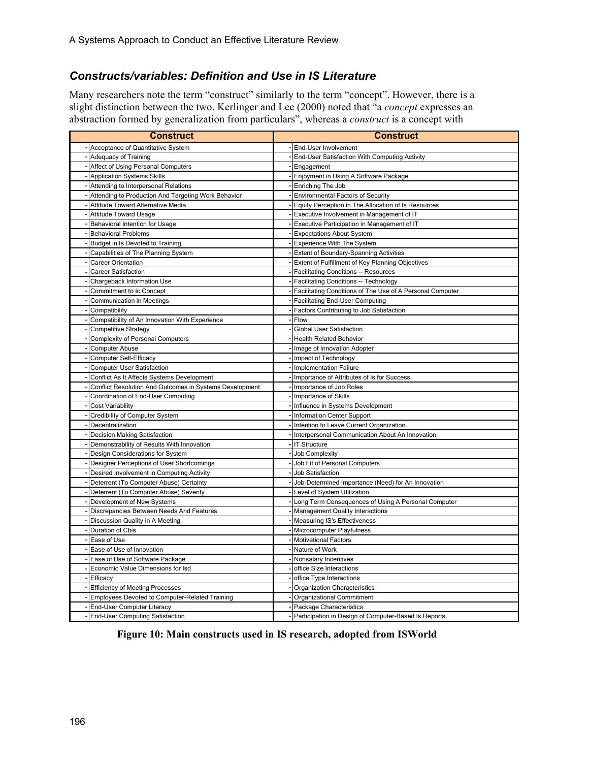## *Constructs/variables: Definition and Use in IS Literature*

Many researchers note the term "construct" similarly to the term "concept". However, there is a slight distinction between the two. Kerlinger and Lee (2000) noted that "a *concept* expresses an abstraction formed by generalization from particulars", whereas a *construct* is a concept with

| Construct | Construct |
|---|---|
| - Acceptance of Quantitative System | - End-User Involvement |
| - Adequacy of Training | - End-User Satisfaction With Computing Activity |
| - Affect of Using Personal Computers | - Engagement |
| - Application Systems Skills | - Enjoyment in Using A Software Package |
| - Attending to Interpersonal Relations | - Enriching The Job |
| - Attending to Production And Targeting Work Behavior | - Environmental Factors of Security |
| - Attitude Toward Alternative Media | - Equity Perception in The Allocation of Is Resources |
| - Attitude Toward Usage | - Executive Involvement in Management of IT |
| - Behavioral Intention for Usage | - Executive Participation in Management of IT |
| - Behavioral Problems | - Expectations About System |
| - Budget in Is Devoted to Training | - Experience With The System |
| - Capabilities of The Planning System | - Extent of Boundary-Spanning Activities |
| - Career Orientation | - Extent of Fulfillment of Key Planning Objectives |
| - Career Satisfaction | - Facilitating Conditions -- Resources |
| - Chargeback Information Use | - Facilitating Conditions -- Technology |
| - Commitment to Ic Concept | - Facilitating Conditions of The Use of A Personal Computer |
| - Communication in Meetings | - Facilitating End-User Computing |
| - Compatibility | - Factors Contributing to Job Satisfaction |
| - Compatibility of An Innovation With Experience | - Flow |
| - Competitive Strategy | - Global User Satisfaction |
| - Complexity of Personal Computers | - Health Related Behavior |
| - Computer Abuse | - Image of Innovation Adopter |
| - Computer Self-Efficacy | - Impact of Technology |
| - Computer User Satisfaction | - Implementation Failure |
| - Conflict As It Affects Systems Development | - Importance of Attributes of Is for Success |
| - Conflict Resolution And Outcomes in Systems Development | - Importance of Job Roles |
| - Coordination of End-User Computing | - Importance of Skills |
| - Cost Variability | - Influence in Systems Development |
| - Credibility of Computer System | - Information Center Support |
| - Decentralization | - Intention to Leave Current Organization |
| - Decision Making Satisfaction | - Interpersonal Communication About An Innovation |
| - Demonstrability of Results With Innovation | - IT Structure |
| - Design Considerations for System | - Job Complexity |
| - Designer Perceptions of User Shortcomings | - Job Fit of Personal Computers |
| - Desired Involvement in Computing Activity | - Job Satisfaction |
| - Deterrent (To Computer Abuse) Certainty | - Job-Determined Importance (Need) for An Innovation |
| - Deterrent (To Computer Abuse) Severity | - Level of System Utilization |
| - Development of New Systems | - Long Term Consequences of Using A Personal Computer |
| - Discrepancies Between Needs And Features | - Management Quality Interactions |
| - Discussion Quality in A Meeting | - Measuring IS's Effectiveness |
| - Duration of Cbis | - Microcomputer Playfulness |
| - Ease of Use | - Motivational Factors |
| - Ease of Use of Innovation | - Nature of Work |
| - Ease of Use of Software Package | - Nonsalary Incentives |
| - Economic Value Dimensions for Isd | - office Size Interactions |
| - Efficacy | - office Type Interactions |
| - Efficiency of Meeting Processes | - Organization Characteristics |
| - Employees Devoted to Computer-Related Training | - Organizational Commitment |
| - End-User Computer Literacy | - Package Characteristics |
| - End-User Computing Satisfaction | - Participation in Design of Computer-Based Is Reports |

**Figure 10: Main constructs used in IS research, adopted from ISWorld**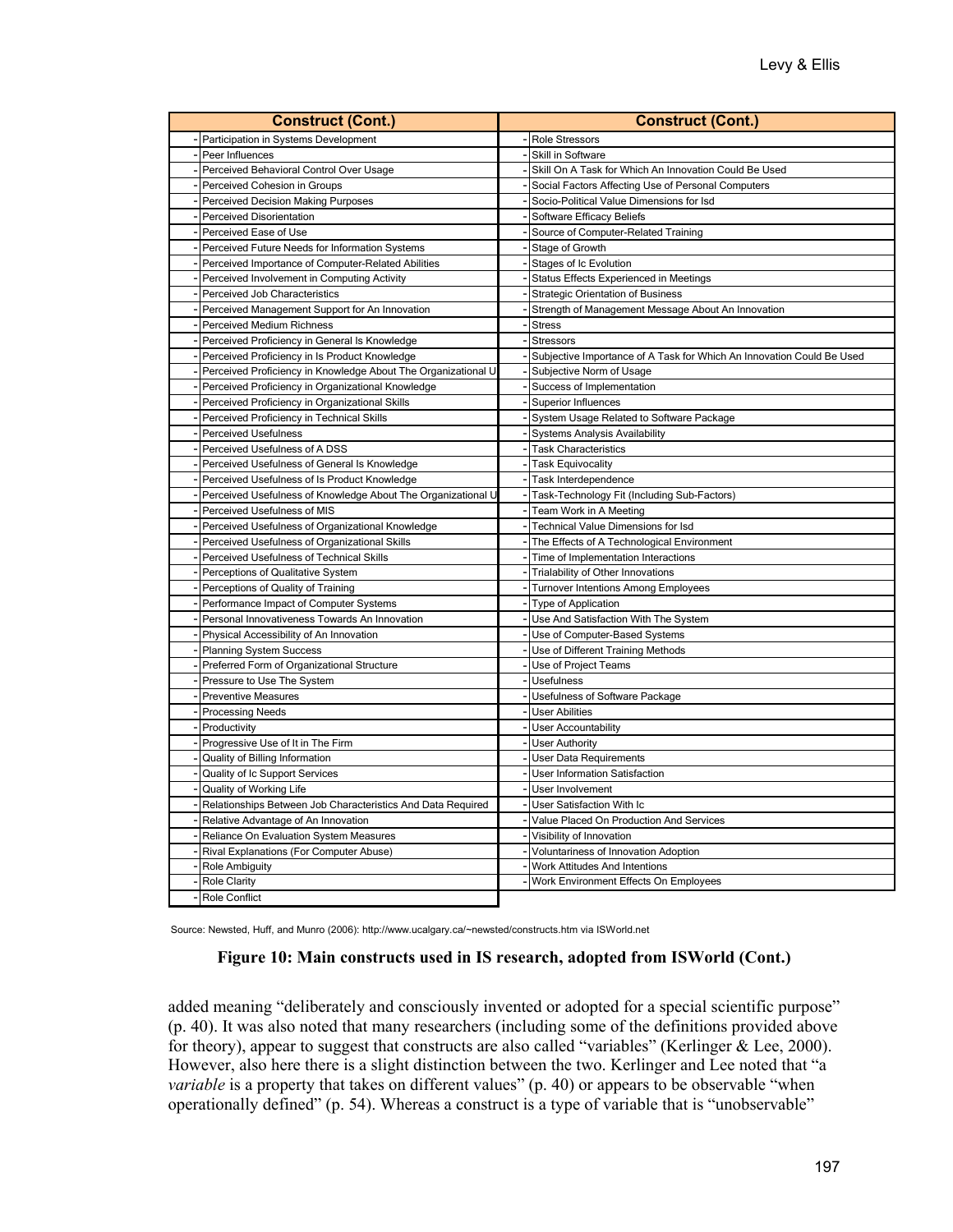| Construct (Cont.) | Construct (Cont.) |
|---|---|
| - Participation in Systems Development | - Role Stressors |
| - Peer Influences | - Skill in Software |
| - Perceived Behavioral Control Over Usage | - Skill On A Task for Which An Innovation Could Be Used |
| - Perceived Cohesion in Groups | - Social Factors Affecting Use of Personal Computers |
| - Perceived Decision Making Purposes | - Socio-Political Value Dimensions for Isd |
| - Perceived Disorientation | - Software Efficacy Beliefs |
| - Perceived Ease of Use | - Source of Computer-Related Training |
| - Perceived Future Needs for Information Systems | - Stage of Growth |
| - Perceived Importance of Computer-Related Abilities | - Stages of Ic Evolution |
| - Perceived Involvement in Computing Activity | - Status Effects Experienced in Meetings |
| - Perceived Job Characteristics | - Strategic Orientation of Business |
| - Perceived Management Support for An Innovation | - Strength of Management Message About An Innovation |
| - Perceived Medium Richness | - Stress |
| - Perceived Proficiency in General Is Knowledge | - Stressors |
| - Perceived Proficiency in Is Product Knowledge | - Subjective Importance of A Task for Which An Innovation Could Be Used |
| - Perceived Proficiency in Knowledge About The Organizational U | - Subjective Norm of Usage |
| - Perceived Proficiency in Organizational Knowledge | - Success of Implementation |
| - Perceived Proficiency in Organizational Skills | - Superior Influences |
| - Perceived Proficiency in Technical Skills | - System Usage Related to Software Package |
| - Perceived Usefulness | - Systems Analysis Availability |
| - Perceived Usefulness of A DSS | - Task Characteristics |
| - Perceived Usefulness of General Is Knowledge | - Task Equivocality |
| - Perceived Usefulness of Is Product Knowledge | - Task Interdependence |
| - Perceived Usefulness of Knowledge About The Organizational U | - Task-Technology Fit (Including Sub-Factors) |
| - Perceived Usefulness of MIS | - Team Work in A Meeting |
| - Perceived Usefulness of Organizational Knowledge | - Technical Value Dimensions for Isd |
| - Perceived Usefulness of Organizational Skills | - The Effects of A Technological Environment |
| - Perceived Usefulness of Technical Skills | - Time of Implementation Interactions |
| - Perceptions of Qualitative System | - Trialability of Other Innovations |
| - Perceptions of Quality of Training | - Turnover Intentions Among Employees |
| - Performance Impact of Computer Systems | - Type of Application |
| - Personal Innovativeness Towards An Innovation | - Use And Satisfaction With The System |
| - Physical Accessibility of An Innovation | - Use of Computer-Based Systems |
| - Planning System Success | - Use of Different Training Methods |
| - Preferred Form of Organizational Structure | - Use of Project Teams |
| - Pressure to Use The System | - Usefulness |
| - Preventive Measures | - Usefulness of Software Package |
| - Processing Needs | - User Abilities |
| - Productivity | - User Accountability |
| - Progressive Use of It in The Firm | - User Authority |
| - Quality of Billing Information | - User Data Requirements |
| - Quality of Ic Support Services | - User Information Satisfaction |
| - Quality of Working Life | - User Involvement |
| - Relationships Between Job Characteristics And Data Required | - User Satisfaction With Ic |
| - Relative Advantage of An Innovation | - Value Placed On Production And Services |
| - Reliance On Evaluation System Measures | - Visibility of Innovation |
| - Rival Explanations (For Computer Abuse) | - Voluntariness of Innovation Adoption |
| - Role Ambiguity | - Work Attitudes And Intentions |
| - Role Clarity | - Work Environment Effects On Employees |
| - Role Conflict | |

Source: Newsted, Huff, and Munro (2006): http://www.ucalgary.ca/~newsted/constructs.htm via ISWorld.net

**Figure 10: Main constructs used in IS research, adopted from ISWorld (Cont.)**

added meaning "deliberately and consciously invented or adopted for a special scientific purpose" (p. 40). It was also noted that many researchers (including some of the definitions provided above for theory), appear to suggest that constructs are also called "variables" (Kerlinger & Lee, 2000). However, also here there is a slight distinction between the two. Kerlinger and Lee noted that "a *variable* is a property that takes on different values" (p. 40) or appears to be observable "when operationally defined" (p. 54). Whereas a construct is a type of variable that is "unobservable"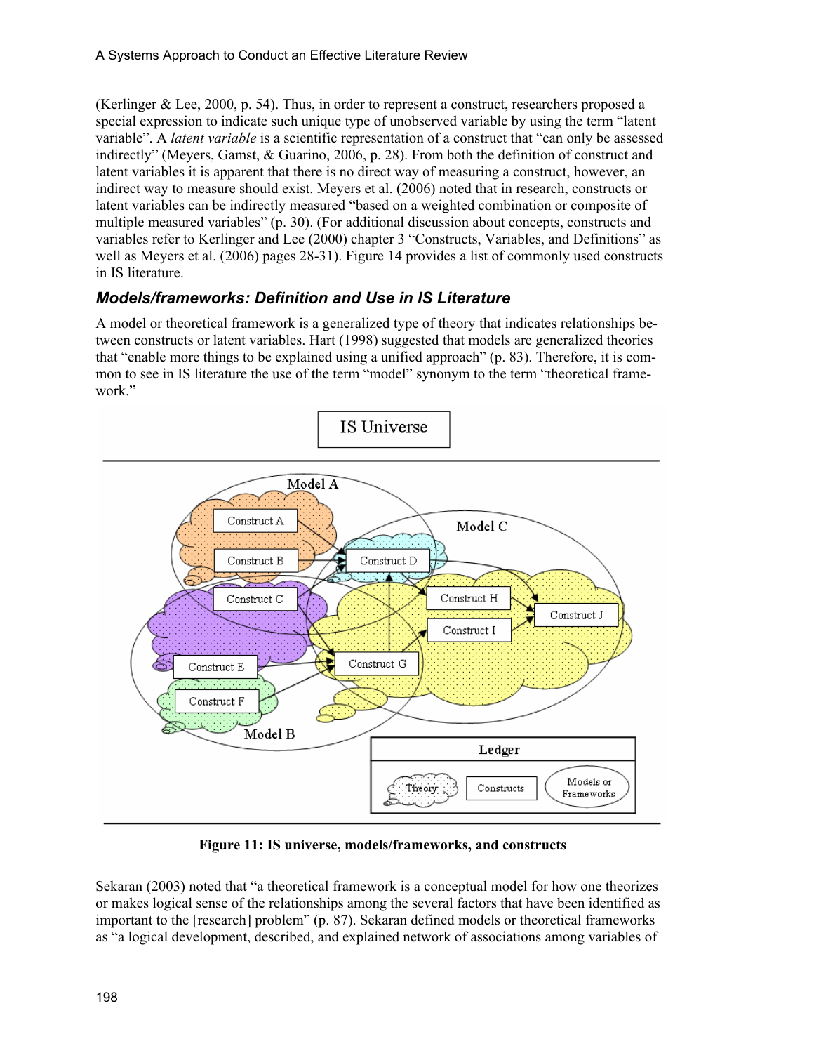(Kerlinger & Lee, 2000, p. 54). Thus, in order to represent a construct, researchers proposed a special expression to indicate such unique type of unobserved variable by using the term "latent variable". A *latent variable* is a scientific representation of a construct that "can only be assessed indirectly" (Meyers, Gamst, & Guarino, 2006, p. 28). From both the definition of construct and latent variables it is apparent that there is no direct way of measuring a construct, however, an indirect way to measure should exist. Meyers et al. (2006) noted that in research, constructs or latent variables can be indirectly measured "based on a weighted combination or composite of multiple measured variables" (p. 30). (For additional discussion about concepts, constructs and variables refer to Kerlinger and Lee (2000) chapter 3 "Constructs, Variables, and Definitions" as well as Meyers et al. (2006) pages 28-31). Figure 14 provides a list of commonly used constructs in IS literature.

### *Models/frameworks: Definition and Use in IS Literature*

A model or theoretical framework is a generalized type of theory that indicates relationships between constructs or latent variables. Hart (1998) suggested that models are generalized theories that "enable more things to be explained using a unified approach" (p. 83). Therefore, it is common to see in IS literature the use of the term "model" synonym to the term "theoretical framework."

**Figure 11: IS universe, models/frameworks, and constructs**

Sekaran (2003) noted that "a theoretical framework is a conceptual model for how one theorizes or makes logical sense of the relationships among the several factors that have been identified as important to the [research] problem" (p. 87). Sekaran defined models or theoretical frameworks as "a logical development, described, and explained network of associations among variables of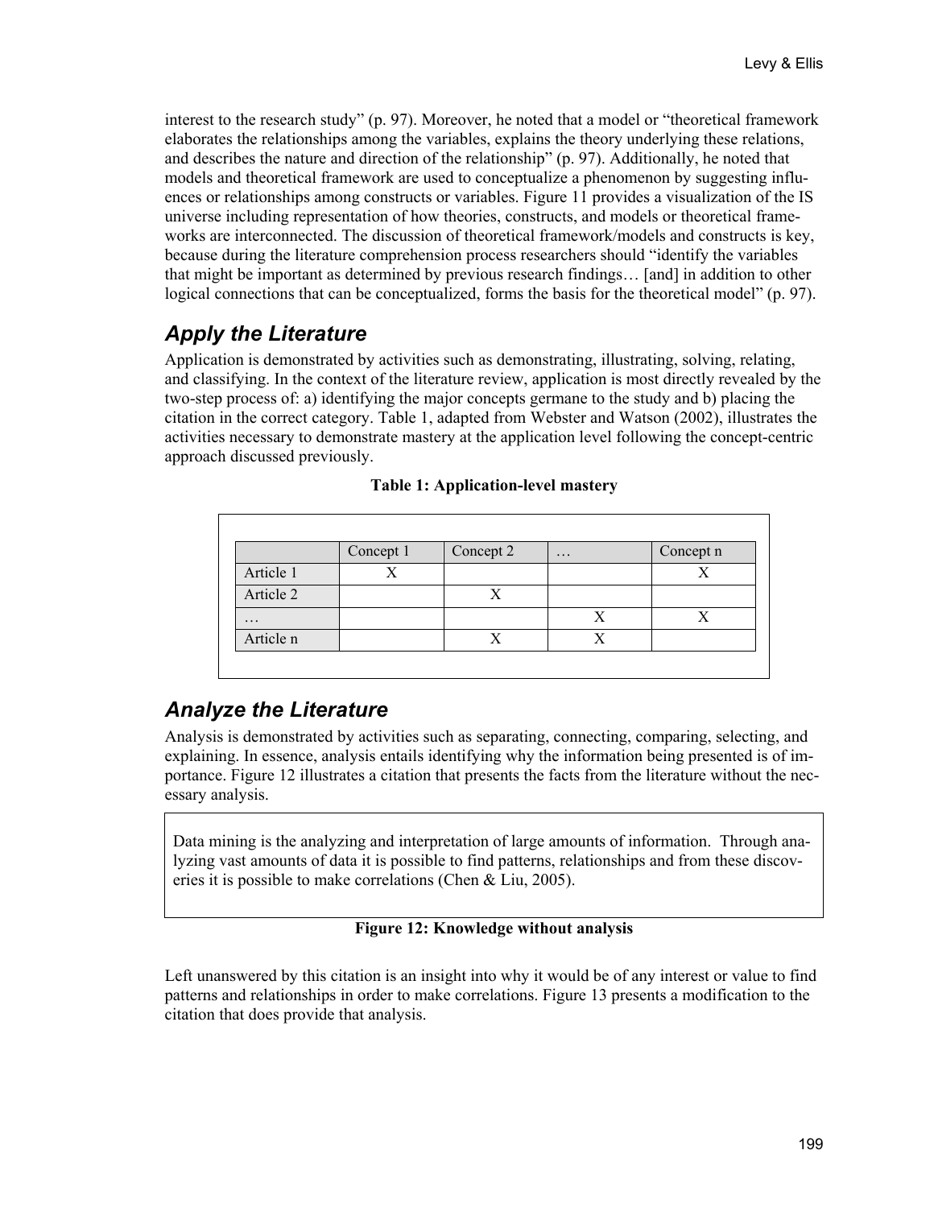interest to the research study" (p. 97). Moreover, he noted that a model or "theoretical framework elaborates the relationships among the variables, explains the theory underlying these relations, and describes the nature and direction of the relationship" (p. 97). Additionally, he noted that models and theoretical framework are used to conceptualize a phenomenon by suggesting influences or relationships among constructs or variables. Figure 11 provides a visualization of the IS universe including representation of how theories, constructs, and models or theoretical frameworks are interconnected. The discussion of theoretical framework/models and constructs is key, because during the literature comprehension process researchers should "identify the variables that might be important as determined by previous research findings… [and] in addition to other logical connections that can be conceptualized, forms the basis for the theoretical model" (p. 97).

## *Apply the Literature*

Application is demonstrated by activities such as demonstrating, illustrating, solving, relating, and classifying. In the context of the literature review, application is most directly revealed by the two-step process of: a) identifying the major concepts germane to the study and b) placing the citation in the correct category. Table 1, adapted from Webster and Watson (2002), illustrates the activities necessary to demonstrate mastery at the application level following the concept-centric approach discussed previously.

**Table 1: Application-level mastery**

| | Concept 1 | Concept 2 | … | Concept n |
|---|---|---|---|---|
| Article 1 | X | | | X |
| Article 2 | | X | | |
| … | | | X | X |
| Article n | | X | X | |

## *Analyze the Literature*

Analysis is demonstrated by activities such as separating, connecting, comparing, selecting, and explaining. In essence, analysis entails identifying why the information being presented is of importance. Figure 12 illustrates a citation that presents the facts from the literature without the necessary analysis.

> Data mining is the analyzing and interpretation of large amounts of information. Through analyzing vast amounts of data it is possible to find patterns, relationships and from these discoveries it is possible to make correlations (Chen & Liu, 2005).

**Figure 12: Knowledge without analysis**

Left unanswered by this citation is an insight into why it would be of any interest or value to find patterns and relationships in order to make correlations. Figure 13 presents a modification to the citation that does provide that analysis.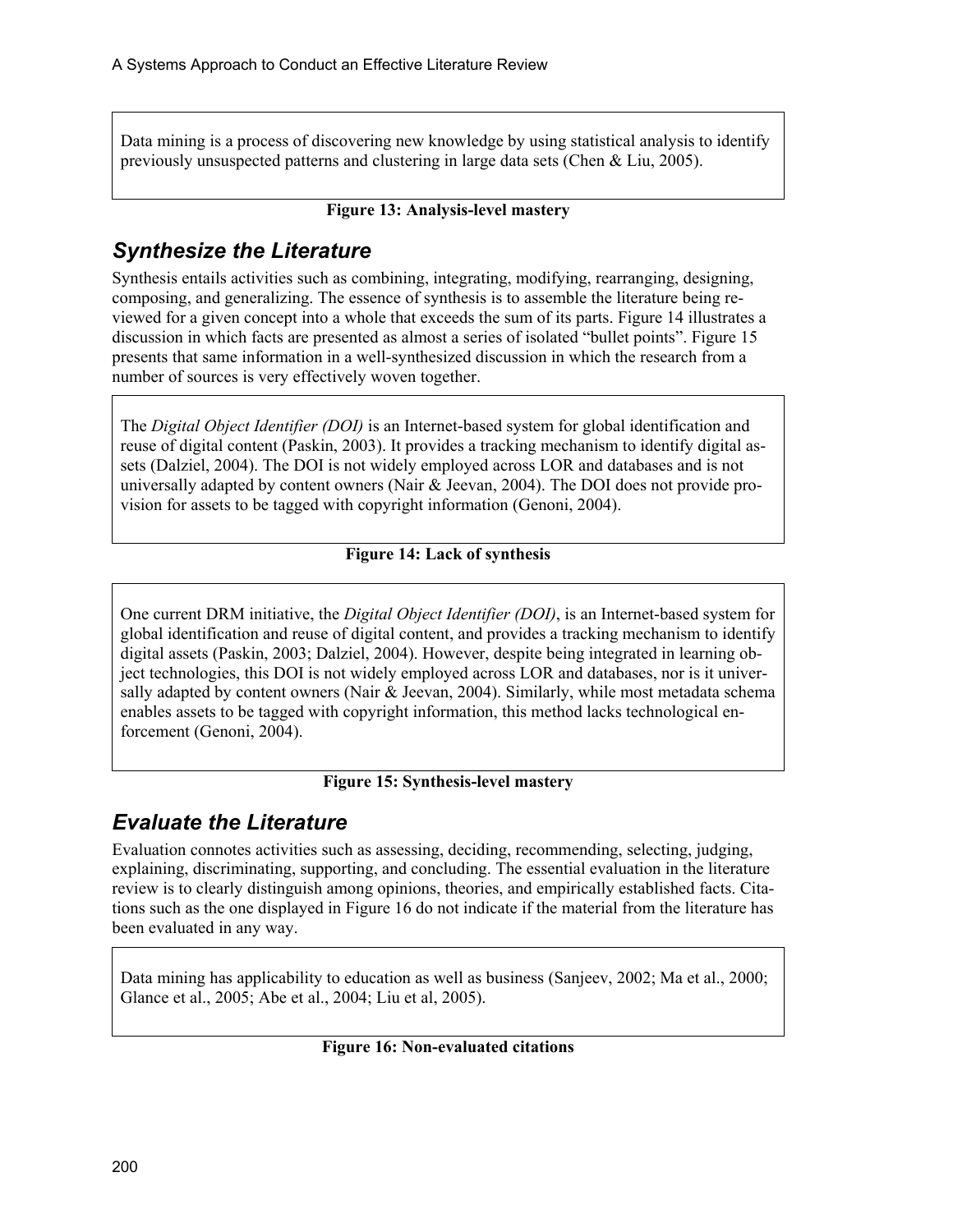Data mining is a process of discovering new knowledge by using statistical analysis to identify previously unsuspected patterns and clustering in large data sets (Chen & Liu, 2005).

**Figure 13: Analysis-level mastery**

## *Synthesize the Literature*

Synthesis entails activities such as combining, integrating, modifying, rearranging, designing, composing, and generalizing. The essence of synthesis is to assemble the literature being reviewed for a given concept into a whole that exceeds the sum of its parts. Figure 14 illustrates a discussion in which facts are presented as almost a series of isolated "bullet points". Figure 15 presents that same information in a well-synthesized discussion in which the research from a number of sources is very effectively woven together.

The *Digital Object Identifier (DOI)* is an Internet-based system for global identification and reuse of digital content (Paskin, 2003). It provides a tracking mechanism to identify digital assets (Dalziel, 2004). The DOI is not widely employed across LOR and databases and is not universally adapted by content owners (Nair & Jeevan, 2004). The DOI does not provide provision for assets to be tagged with copyright information (Genoni, 2004).

**Figure 14: Lack of synthesis**

One current DRM initiative, the *Digital Object Identifier (DOI)*, is an Internet-based system for global identification and reuse of digital content, and provides a tracking mechanism to identify digital assets (Paskin, 2003; Dalziel, 2004). However, despite being integrated in learning object technologies, this DOI is not widely employed across LOR and databases, nor is it universally adapted by content owners (Nair & Jeevan, 2004). Similarly, while most metadata schema enables assets to be tagged with copyright information, this method lacks technological enforcement (Genoni, 2004).

**Figure 15: Synthesis-level mastery**

## *Evaluate the Literature*

Evaluation connotes activities such as assessing, deciding, recommending, selecting, judging, explaining, discriminating, supporting, and concluding. The essential evaluation in the literature review is to clearly distinguish among opinions, theories, and empirically established facts. Citations such as the one displayed in Figure 16 do not indicate if the material from the literature has been evaluated in any way.

Data mining has applicability to education as well as business (Sanjeev, 2002; Ma et al., 2000; Glance et al., 2005; Abe et al., 2004; Liu et al, 2005).

**Figure 16: Non-evaluated citations**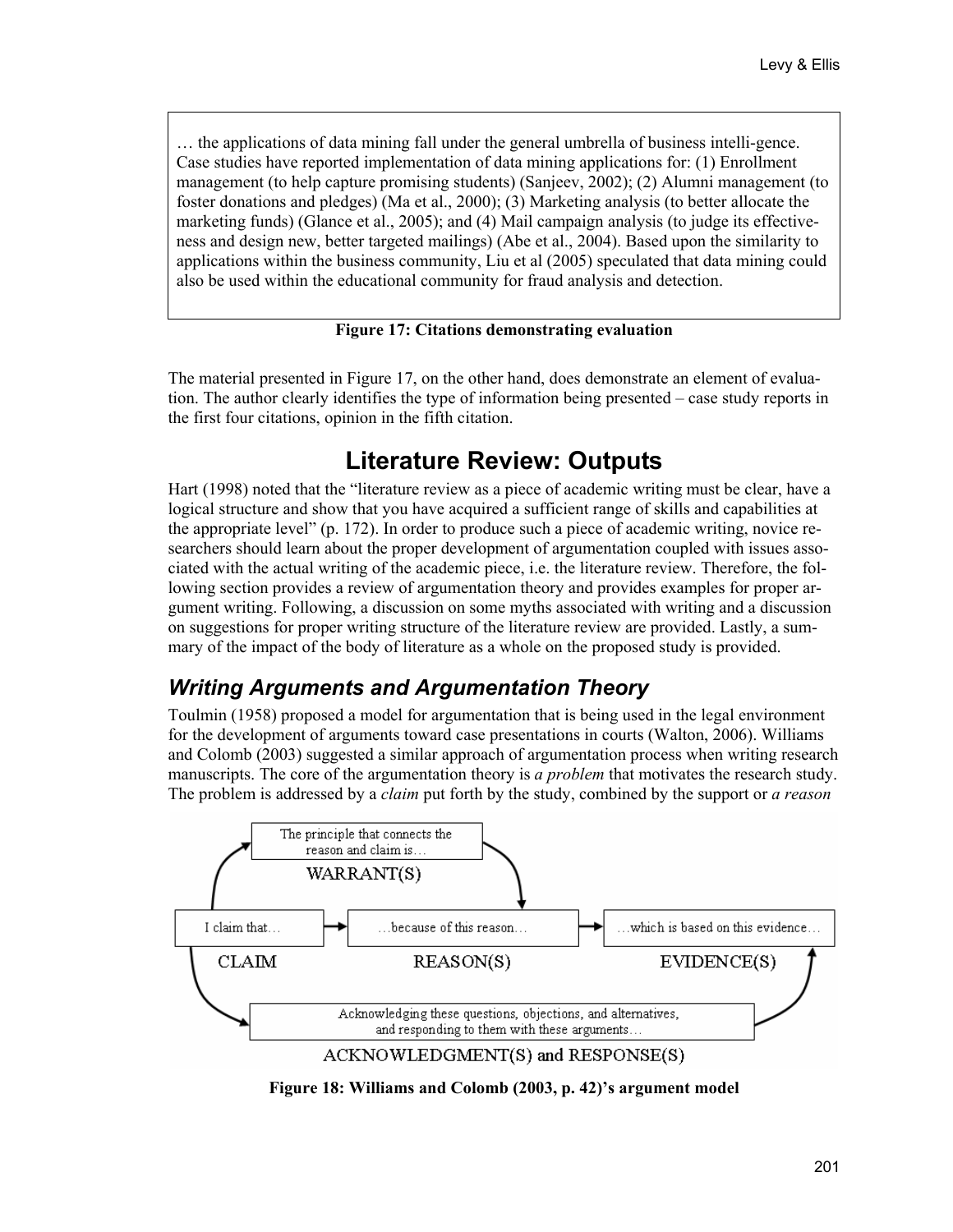> … the applications of data mining fall under the general umbrella of business intelli-gence. Case studies have reported implementation of data mining applications for: (1) Enrollment management (to help capture promising students) (Sanjeev, 2002); (2) Alumni management (to foster donations and pledges) (Ma et al., 2000); (3) Marketing analysis (to better allocate the marketing funds) (Glance et al., 2005); and (4) Mail campaign analysis (to judge its effective-ness and design new, better targeted mailings) (Abe et al., 2004). Based upon the similarity to applications within the business community, Liu et al (2005) speculated that data mining could also be used within the educational community for fraud analysis and detection.

**Figure 17: Citations demonstrating evaluation**

The material presented in Figure 17, on the other hand, does demonstrate an element of evalua-tion. The author clearly identifies the type of information being presented – case study reports in the first four citations, opinion in the fifth citation.

# Literature Review: Outputs

Hart (1998) noted that the "literature review as a piece of academic writing must be clear, have a logical structure and show that you have acquired a sufficient range of skills and capabilities at the appropriate level" (p. 172). In order to produce such a piece of academic writing, novice re-searchers should learn about the proper development of argumentation coupled with issues asso-ciated with the actual writing of the academic piece, i.e. the literature review. Therefore, the fol-lowing section provides a review of argumentation theory and provides examples for proper ar-gument writing. Following, a discussion on some myths associated with writing and a discussion on suggestions for proper writing structure of the literature review are provided. Lastly, a sum-mary of the impact of the body of literature as a whole on the proposed study is provided.

## *Writing Arguments and Argumentation Theory*

Toulmin (1958) proposed a model for argumentation that is being used in the legal environment for the development of arguments toward case presentations in courts (Walton, 2006). Williams and Colomb (2003) suggested a similar approach of argumentation process when writing research manuscripts. The core of the argumentation theory is *a problem* that motivates the research study. The problem is addressed by a *claim* put forth by the study, combined by the support or *a reason*

The principle that connects the reason and claim is…
WARRANT(S)

I claim that…
CLAIM

…because of this reason…
REASON(S)

…which is based on this evidence…
EVIDENCE(S)

Acknowledging these questions, objections, and alternatives, and responding to them with these arguments…
ACKNOWLEDGMENT(S) and RESPONSE(S)

**Figure 18: Williams and Colomb (2003, p. 42)'s argument model**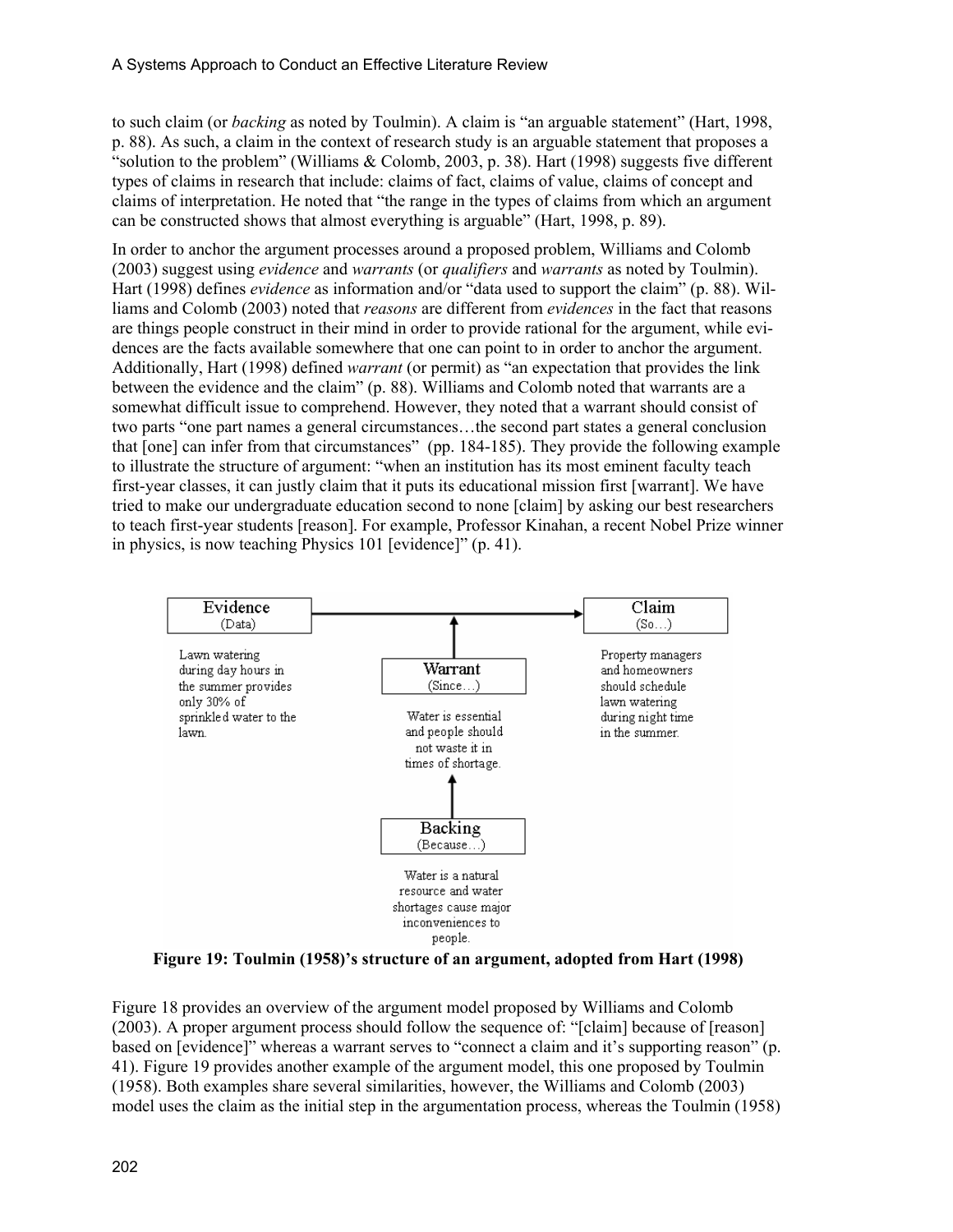to such claim (or *backing* as noted by Toulmin). A claim is "an arguable statement" (Hart, 1998, p. 88). As such, a claim in the context of research study is an arguable statement that proposes a "solution to the problem" (Williams & Colomb, 2003, p. 38). Hart (1998) suggests five different types of claims in research that include: claims of fact, claims of value, claims of concept and claims of interpretation. He noted that "the range in the types of claims from which an argument can be constructed shows that almost everything is arguable" (Hart, 1998, p. 89).

In order to anchor the argument processes around a proposed problem, Williams and Colomb (2003) suggest using *evidence* and *warrants* (or *qualifiers* and *warrants* as noted by Toulmin). Hart (1998) defines *evidence* as information and/or "data used to support the claim" (p. 88). Williams and Colomb (2003) noted that *reasons* are different from *evidences* in the fact that reasons are things people construct in their mind in order to provide rational for the argument, while evidences are the facts available somewhere that one can point to in order to anchor the argument. Additionally, Hart (1998) defined *warrant* (or permit) as "an expectation that provides the link between the evidence and the claim" (p. 88). Williams and Colomb noted that warrants are a somewhat difficult issue to comprehend. However, they noted that a warrant should consist of two parts "one part names a general circumstances…the second part states a general conclusion that [one] can infer from that circumstances" (pp. 184-185). They provide the following example to illustrate the structure of argument: "when an institution has its most eminent faculty teach first-year classes, it can justly claim that it puts its educational mission first [warrant]. We have tried to make our undergraduate education second to none [claim] by asking our best researchers to teach first-year students [reason]. For example, Professor Kinahan, a recent Nobel Prize winner in physics, is now teaching Physics 101 [evidence]" (p. 41).

**Evidence** (Data): Lawn watering during day hours in the summer provides only 30% of sprinkled water to the lawn.

**Claim** (So…): Property managers and homeowners should schedule lawn watering during night time in the summer.

**Warrant** (Since…): Water is essential and people should not waste it in times of shortage.

**Backing** (Because…): Water is a natural resource and water shortages cause major inconveniences to people.

**Figure 19: Toulmin (1958)'s structure of an argument, adopted from Hart (1998)**

Figure 18 provides an overview of the argument model proposed by Williams and Colomb (2003). A proper argument process should follow the sequence of: "[claim] because of [reason] based on [evidence]" whereas a warrant serves to "connect a claim and it's supporting reason" (p. 41). Figure 19 provides another example of the argument model, this one proposed by Toulmin (1958). Both examples share several similarities, however, the Williams and Colomb (2003) model uses the claim as the initial step in the argumentation process, whereas the Toulmin (1958)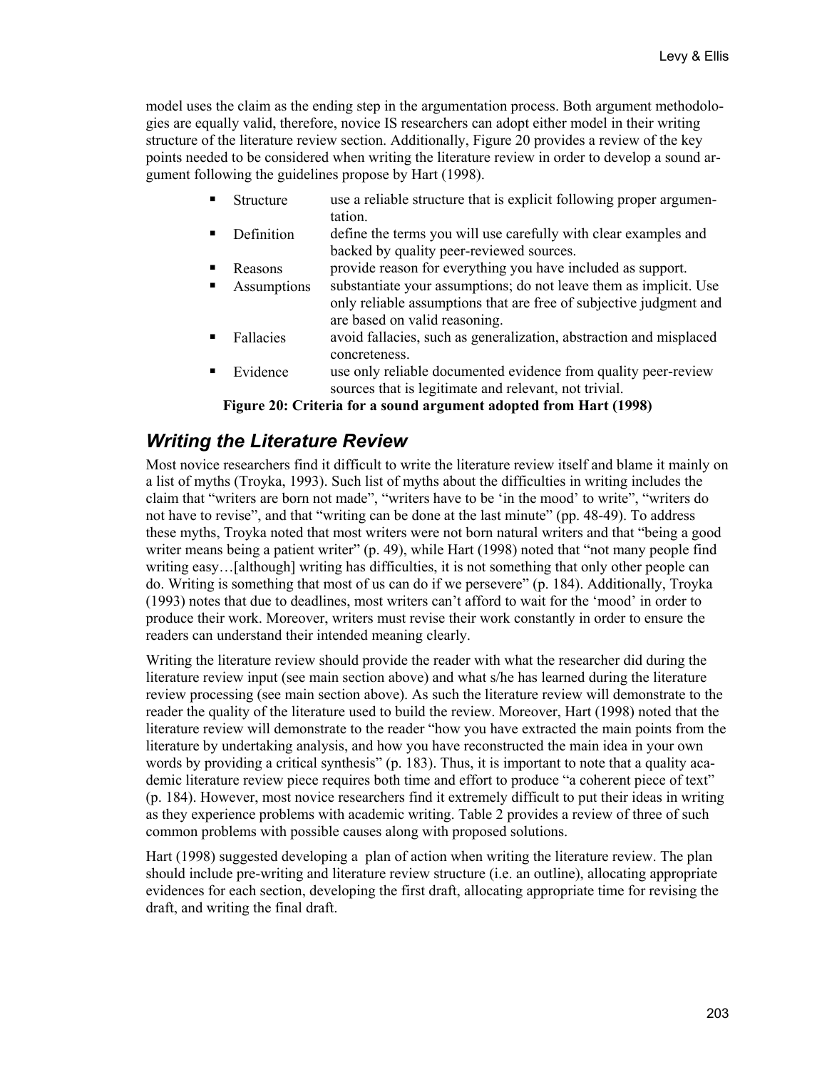model uses the claim as the ending step in the argumentation process. Both argument methodologies are equally valid, therefore, novice IS researchers can adopt either model in their writing structure of the literature review section. Additionally, Figure 20 provides a review of the key points needed to be considered when writing the literature review in order to develop a sound argument following the guidelines propose by Hart (1998).

- Structure — use a reliable structure that is explicit following proper argumentation.
- Definition — define the terms you will use carefully with clear examples and backed by quality peer-reviewed sources.
- Reasons — provide reason for everything you have included as support.
- Assumptions — substantiate your assumptions; do not leave them as implicit. Use only reliable assumptions that are free of subjective judgment and are based on valid reasoning.
- Fallacies — avoid fallacies, such as generalization, abstraction and misplaced concreteness.
- Evidence — use only reliable documented evidence from quality peer-review sources that is legitimate and relevant, not trivial.

**Figure 20: Criteria for a sound argument adopted from Hart (1998)**

## *Writing the Literature Review*

Most novice researchers find it difficult to write the literature review itself and blame it mainly on a list of myths (Troyka, 1993). Such list of myths about the difficulties in writing includes the claim that "writers are born not made", "writers have to be 'in the mood' to write", "writers do not have to revise", and that "writing can be done at the last minute" (pp. 48-49). To address these myths, Troyka noted that most writers were not born natural writers and that "being a good writer means being a patient writer" (p. 49), while Hart (1998) noted that "not many people find writing easy…[although] writing has difficulties, it is not something that only other people can do. Writing is something that most of us can do if we persevere" (p. 184). Additionally, Troyka (1993) notes that due to deadlines, most writers can't afford to wait for the 'mood' in order to produce their work. Moreover, writers must revise their work constantly in order to ensure the readers can understand their intended meaning clearly.

Writing the literature review should provide the reader with what the researcher did during the literature review input (see main section above) and what s/he has learned during the literature review processing (see main section above). As such the literature review will demonstrate to the reader the quality of the literature used to build the review. Moreover, Hart (1998) noted that the literature review will demonstrate to the reader "how you have extracted the main points from the literature by undertaking analysis, and how you have reconstructed the main idea in your own words by providing a critical synthesis" (p. 183). Thus, it is important to note that a quality academic literature review piece requires both time and effort to produce "a coherent piece of text" (p. 184). However, most novice researchers find it extremely difficult to put their ideas in writing as they experience problems with academic writing. Table 2 provides a review of three of such common problems with possible causes along with proposed solutions.

Hart (1998) suggested developing a plan of action when writing the literature review. The plan should include pre-writing and literature review structure (i.e. an outline), allocating appropriate evidences for each section, developing the first draft, allocating appropriate time for revising the draft, and writing the final draft.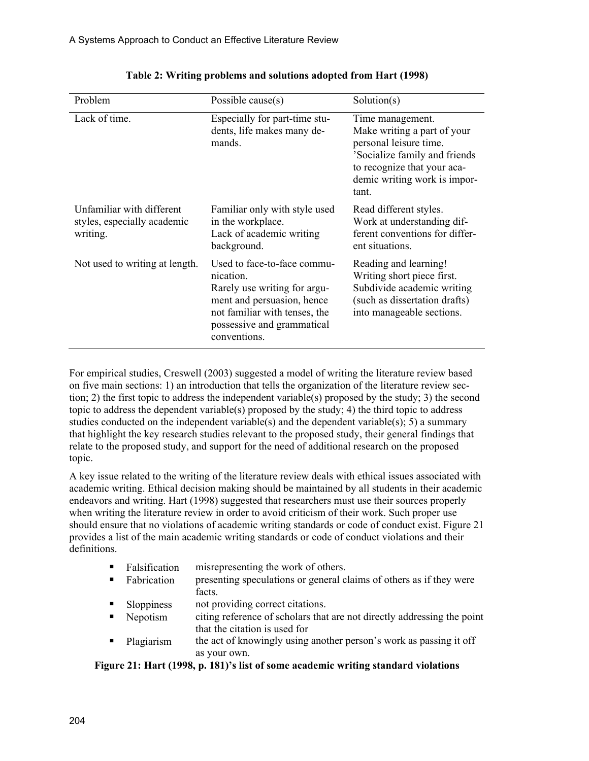**Table 2: Writing problems and solutions adopted from Hart (1998)**

| Problem | Possible cause(s) | Solution(s) |
|---|---|---|
| Lack of time. | Especially for part-time students, life makes many demands. | Time management. Make writing a part of your personal leisure time. 'Socialize family and friends to recognize that your academic writing work is important. |
| Unfamiliar with different styles, especially academic writing. | Familiar only with style used in the workplace. Lack of academic writing background. | Read different styles. Work at understanding different conventions for different situations. |
| Not used to writing at length. | Used to face-to-face communication. Rarely use writing for argument and persuasion, hence not familiar with tenses, the possessive and grammatical conventions. | Reading and learning! Writing short piece first. Subdivide academic writing (such as dissertation drafts) into manageable sections. |

For empirical studies, Creswell (2003) suggested a model of writing the literature review based on five main sections: 1) an introduction that tells the organization of the literature review section; 2) the first topic to address the independent variable(s) proposed by the study; 3) the second topic to address the dependent variable(s) proposed by the study; 4) the third topic to address studies conducted on the independent variable(s) and the dependent variable(s); 5) a summary that highlight the key research studies relevant to the proposed study, their general findings that relate to the proposed study, and support for the need of additional research on the proposed topic.

A key issue related to the writing of the literature review deals with ethical issues associated with academic writing. Ethical decision making should be maintained by all students in their academic endeavors and writing. Hart (1998) suggested that researchers must use their sources properly when writing the literature review in order to avoid criticism of their work. Such proper use should ensure that no violations of academic writing standards or code of conduct exist. Figure 21 provides a list of the main academic writing standards or code of conduct violations and their definitions.

- Falsification misrepresenting the work of others.
- Fabrication presenting speculations or general claims of others as if they were facts.
- Sloppiness not providing correct citations.
- Nepotism citing reference of scholars that are not directly addressing the point that the citation is used for
- Plagiarism the act of knowingly using another person's work as passing it off as your own.

**Figure 21: Hart (1998, p. 181)'s list of some academic writing standard violations**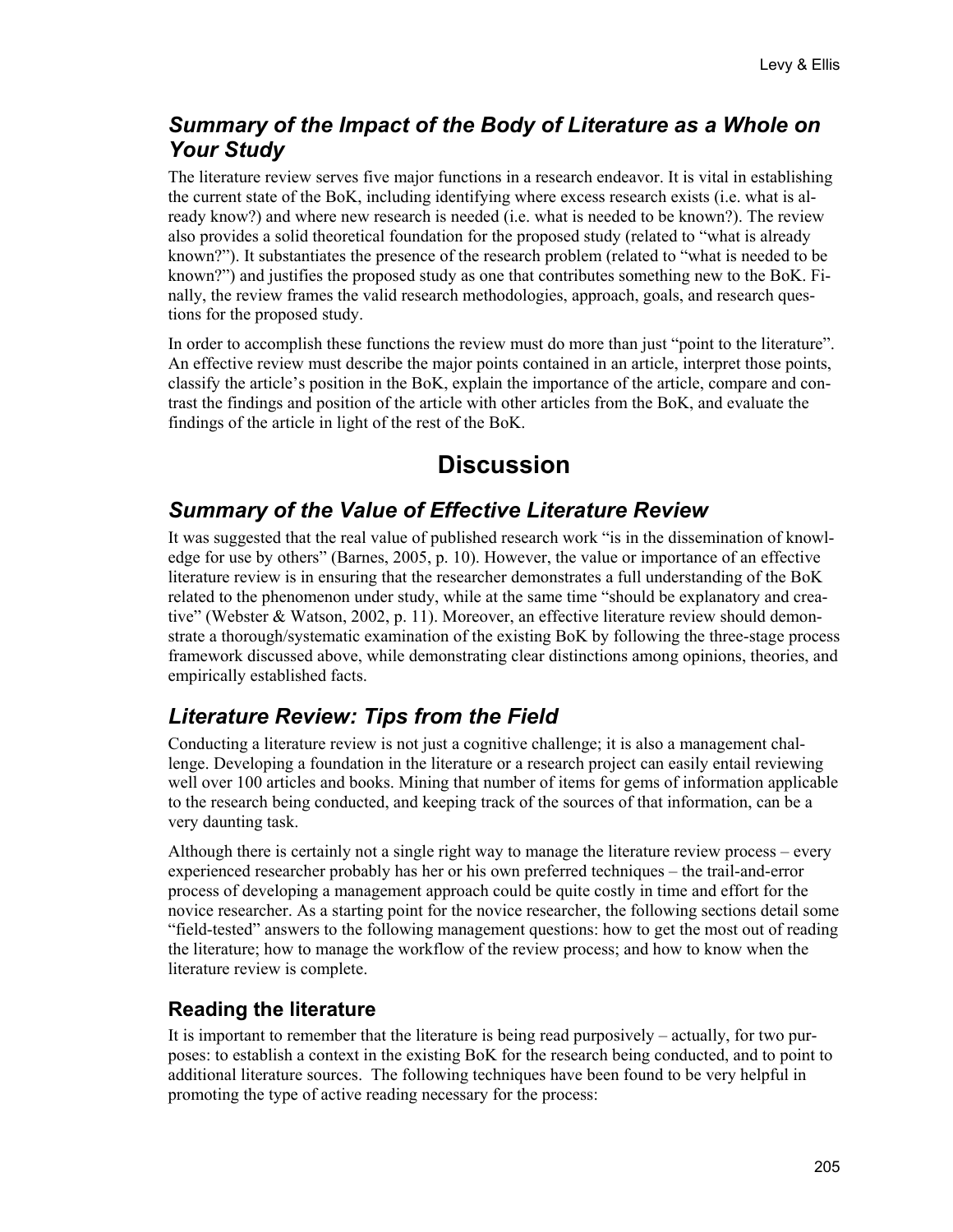## *Summary of the Impact of the Body of Literature as a Whole on Your Study*

The literature review serves five major functions in a research endeavor. It is vital in establishing the current state of the BoK, including identifying where excess research exists (i.e. what is already know?) and where new research is needed (i.e. what is needed to be known?). The review also provides a solid theoretical foundation for the proposed study (related to "what is already known?"). It substantiates the presence of the research problem (related to "what is needed to be known?") and justifies the proposed study as one that contributes something new to the BoK. Finally, the review frames the valid research methodologies, approach, goals, and research questions for the proposed study.

In order to accomplish these functions the review must do more than just "point to the literature". An effective review must describe the major points contained in an article, interpret those points, classify the article's position in the BoK, explain the importance of the article, compare and contrast the findings and position of the article with other articles from the BoK, and evaluate the findings of the article in light of the rest of the BoK.

# Discussion

## *Summary of the Value of Effective Literature Review*

It was suggested that the real value of published research work "is in the dissemination of knowledge for use by others" (Barnes, 2005, p. 10). However, the value or importance of an effective literature review is in ensuring that the researcher demonstrates a full understanding of the BoK related to the phenomenon under study, while at the same time "should be explanatory and creative" (Webster & Watson, 2002, p. 11). Moreover, an effective literature review should demonstrate a thorough/systematic examination of the existing BoK by following the three-stage process framework discussed above, while demonstrating clear distinctions among opinions, theories, and empirically established facts.

## *Literature Review: Tips from the Field*

Conducting a literature review is not just a cognitive challenge; it is also a management challenge. Developing a foundation in the literature or a research project can easily entail reviewing well over 100 articles and books. Mining that number of items for gems of information applicable to the research being conducted, and keeping track of the sources of that information, can be a very daunting task.

Although there is certainly not a single right way to manage the literature review process – every experienced researcher probably has her or his own preferred techniques – the trail-and-error process of developing a management approach could be quite costly in time and effort for the novice researcher. As a starting point for the novice researcher, the following sections detail some "field-tested" answers to the following management questions: how to get the most out of reading the literature; how to manage the workflow of the review process; and how to know when the literature review is complete.

### Reading the literature

It is important to remember that the literature is being read purposively – actually, for two purposes: to establish a context in the existing BoK for the research being conducted, and to point to additional literature sources. The following techniques have been found to be very helpful in promoting the type of active reading necessary for the process: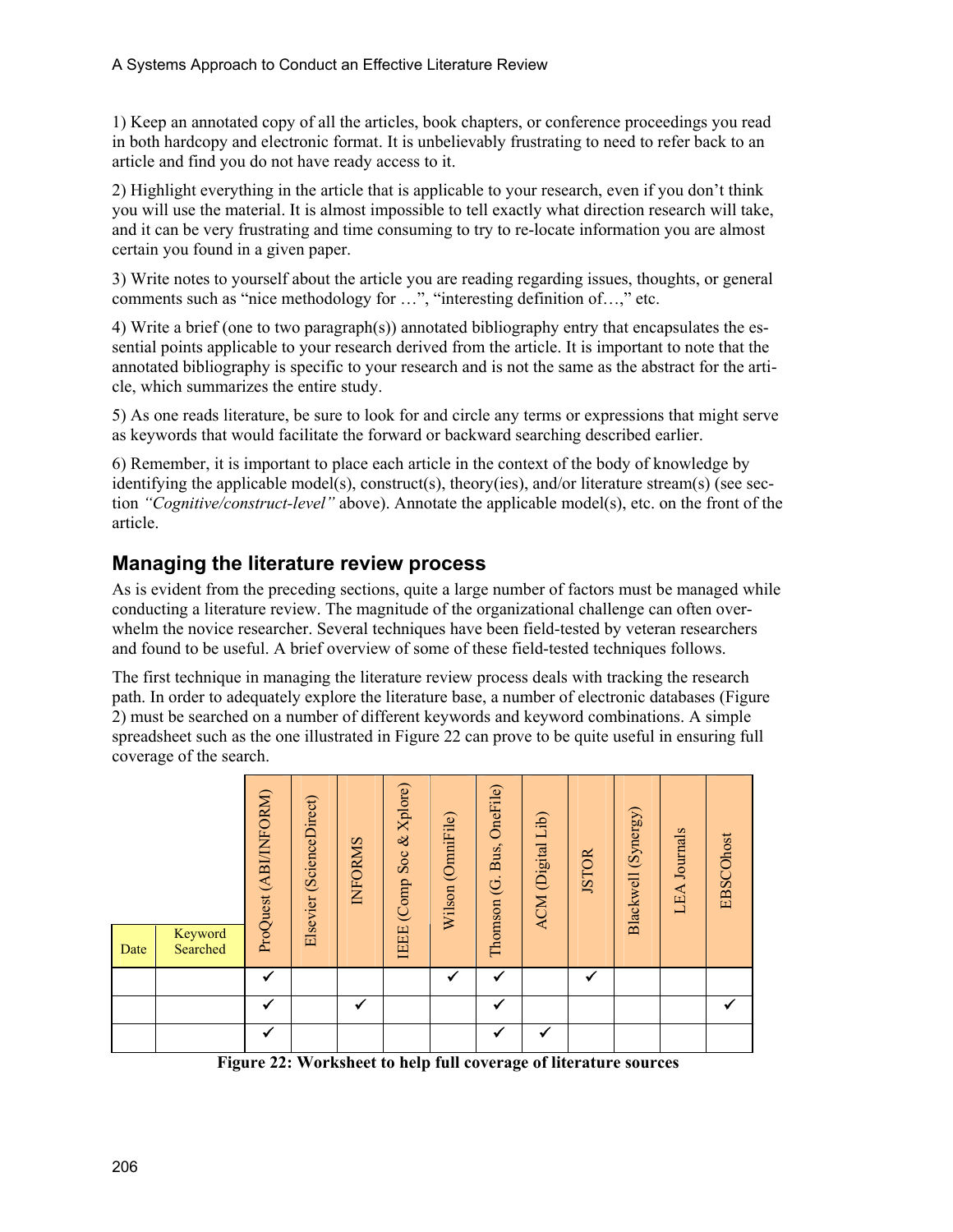1) Keep an annotated copy of all the articles, book chapters, or conference proceedings you read in both hardcopy and electronic format. It is unbelievably frustrating to need to refer back to an article and find you do not have ready access to it.

2) Highlight everything in the article that is applicable to your research, even if you don't think you will use the material. It is almost impossible to tell exactly what direction research will take, and it can be very frustrating and time consuming to try to re-locate information you are almost certain you found in a given paper.

3) Write notes to yourself about the article you are reading regarding issues, thoughts, or general comments such as "nice methodology for …", "interesting definition of…," etc.

4) Write a brief (one to two paragraph(s)) annotated bibliography entry that encapsulates the essential points applicable to your research derived from the article. It is important to note that the annotated bibliography is specific to your research and is not the same as the abstract for the article, which summarizes the entire study.

5) As one reads literature, be sure to look for and circle any terms or expressions that might serve as keywords that would facilitate the forward or backward searching described earlier.

6) Remember, it is important to place each article in the context of the body of knowledge by identifying the applicable model(s), construct(s), theory(ies), and/or literature stream(s) (see section *"Cognitive/construct-level"* above). Annotate the applicable model(s), etc. on the front of the article.

## Managing the literature review process

As is evident from the preceding sections, quite a large number of factors must be managed while conducting a literature review. The magnitude of the organizational challenge can often overwhelm the novice researcher. Several techniques have been field-tested by veteran researchers and found to be useful. A brief overview of some of these field-tested techniques follows.

The first technique in managing the literature review process deals with tracking the research path. In order to adequately explore the literature base, a number of electronic databases (Figure 2) must be searched on a number of different keywords and keyword combinations. A simple spreadsheet such as the one illustrated in Figure 22 can prove to be quite useful in ensuring full coverage of the search.

| Date | Keyword Searched | ProQuest (ABI/INFORM) | Elsevier (ScienceDirect) | INFORMS | IEEE (Comp Soc & Xplore) | Wilson (OmniFile) | Thomson (G. Bus, OneFile) | ACM (Digital Lib) | JSTOR | Blackwell (Synergy) | LEA Journals | EBSCOhost |
|---|---|---|---|---|---|---|---|---|---|---|---|---|
| | | ✓ | | | | ✓ | ✓ | | ✓ | | | |
| | | ✓ | | ✓ | | | ✓ | | | | | ✓ |
| | | ✓ | | | | | ✓ | ✓ | | | | |

**Figure 22: Worksheet to help full coverage of literature sources**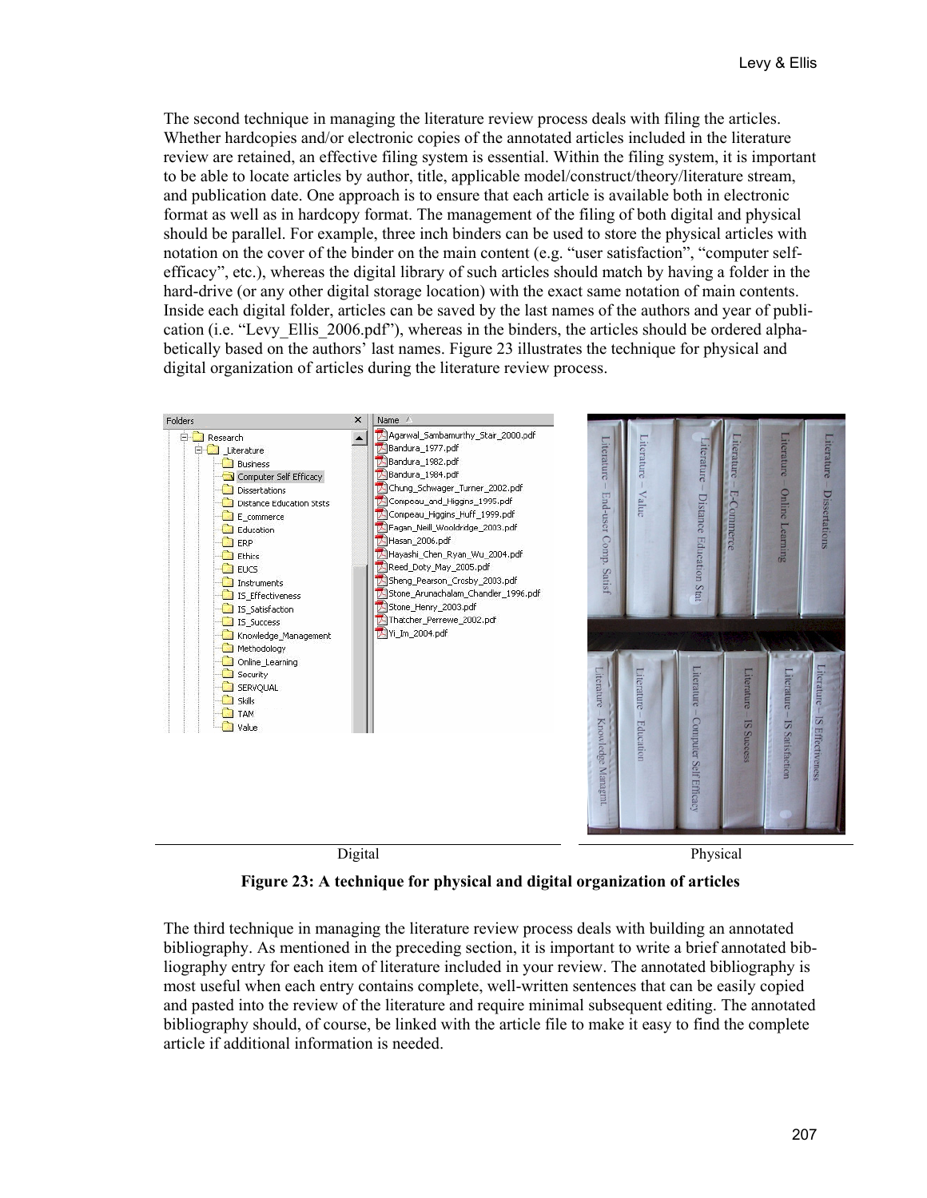The second technique in managing the literature review process deals with filing the articles. Whether hardcopies and/or electronic copies of the annotated articles included in the literature review are retained, an effective filing system is essential. Within the filing system, it is important to be able to locate articles by author, title, applicable model/construct/theory/literature stream, and publication date. One approach is to ensure that each article is available both in electronic format as well as in hardcopy format. The management of the filing of both digital and physical should be parallel. For example, three inch binders can be used to store the physical articles with notation on the cover of the binder on the main content (e.g. "user satisfaction", "computer self-efficacy", etc.), whereas the digital library of such articles should match by having a folder in the hard-drive (or any other digital storage location) with the exact same notation of main contents. Inside each digital folder, articles can be saved by the last names of the authors and year of publication (i.e. "Levy_Ellis_2006.pdf"), whereas in the binders, the articles should be ordered alphabetically based on the authors' last names. Figure 23 illustrates the technique for physical and digital organization of articles during the literature review process.

Digital | Physical

**Figure 23: A technique for physical and digital organization of articles**

The third technique in managing the literature review process deals with building an annotated bibliography. As mentioned in the preceding section, it is important to write a brief annotated bibliography entry for each item of literature included in your review. The annotated bibliography is most useful when each entry contains complete, well-written sentences that can be easily copied and pasted into the review of the literature and require minimal subsequent editing. The annotated bibliography should, of course, be linked with the article file to make it easy to find the complete article if additional information is needed.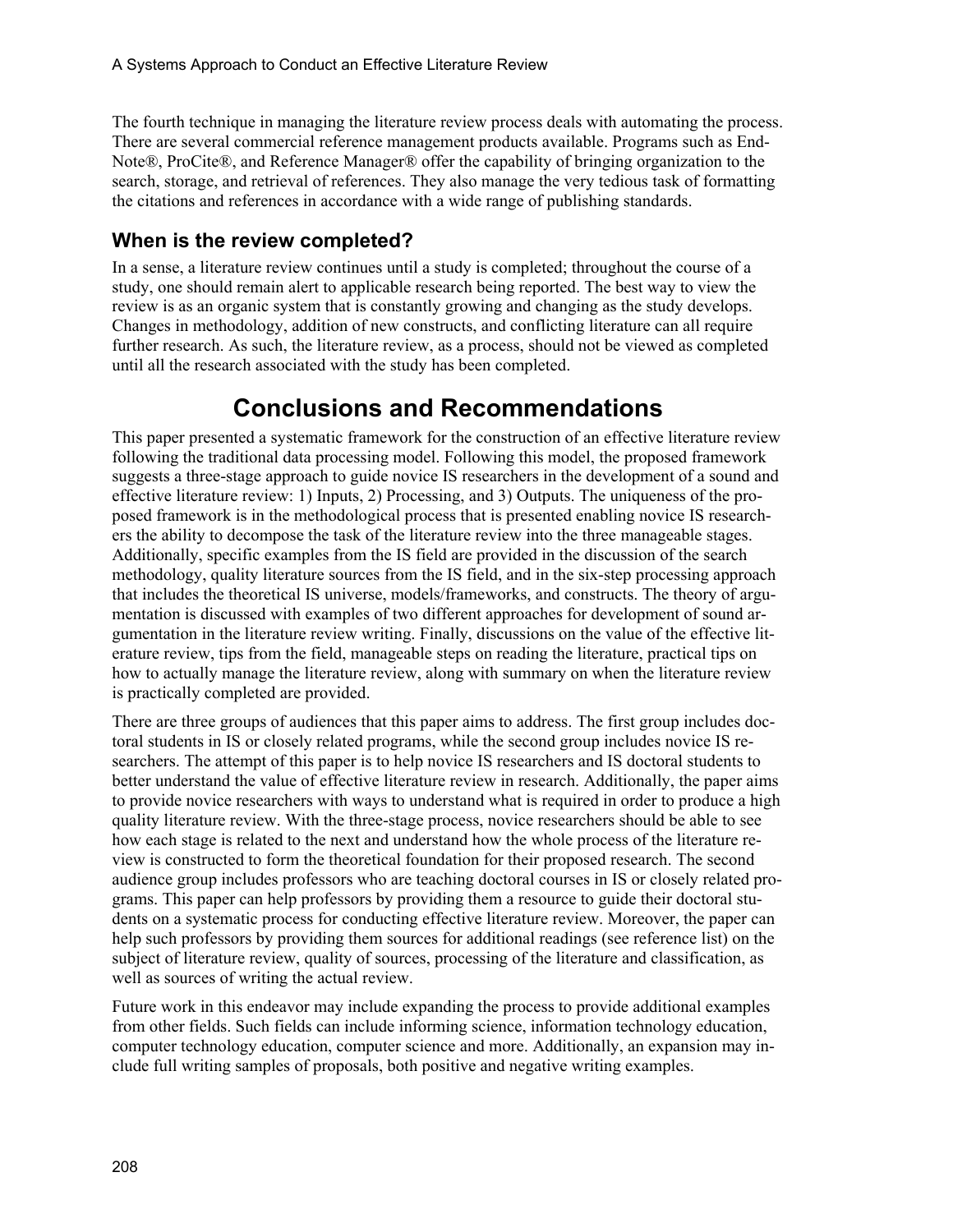The fourth technique in managing the literature review process deals with automating the process. There are several commercial reference management products available. Programs such as EndNote®, ProCite®, and Reference Manager® offer the capability of bringing organization to the search, storage, and retrieval of references. They also manage the very tedious task of formatting the citations and references in accordance with a wide range of publishing standards.

### When is the review completed?

In a sense, a literature review continues until a study is completed; throughout the course of a study, one should remain alert to applicable research being reported. The best way to view the review is as an organic system that is constantly growing and changing as the study develops. Changes in methodology, addition of new constructs, and conflicting literature can all require further research. As such, the literature review, as a process, should not be viewed as completed until all the research associated with the study has been completed.

## Conclusions and Recommendations

This paper presented a systematic framework for the construction of an effective literature review following the traditional data processing model. Following this model, the proposed framework suggests a three-stage approach to guide novice IS researchers in the development of a sound and effective literature review: 1) Inputs, 2) Processing, and 3) Outputs. The uniqueness of the proposed framework is in the methodological process that is presented enabling novice IS researchers the ability to decompose the task of the literature review into the three manageable stages. Additionally, specific examples from the IS field are provided in the discussion of the search methodology, quality literature sources from the IS field, and in the six-step processing approach that includes the theoretical IS universe, models/frameworks, and constructs. The theory of argumentation is discussed with examples of two different approaches for development of sound argumentation in the literature review writing. Finally, discussions on the value of the effective literature review, tips from the field, manageable steps on reading the literature, practical tips on how to actually manage the literature review, along with summary on when the literature review is practically completed are provided.

There are three groups of audiences that this paper aims to address. The first group includes doctoral students in IS or closely related programs, while the second group includes novice IS researchers. The attempt of this paper is to help novice IS researchers and IS doctoral students to better understand the value of effective literature review in research. Additionally, the paper aims to provide novice researchers with ways to understand what is required in order to produce a high quality literature review. With the three-stage process, novice researchers should be able to see how each stage is related to the next and understand how the whole process of the literature review is constructed to form the theoretical foundation for their proposed research. The second audience group includes professors who are teaching doctoral courses in IS or closely related programs. This paper can help professors by providing them a resource to guide their doctoral students on a systematic process for conducting effective literature review. Moreover, the paper can help such professors by providing them sources for additional readings (see reference list) on the subject of literature review, quality of sources, processing of the literature and classification, as well as sources of writing the actual review.

Future work in this endeavor may include expanding the process to provide additional examples from other fields. Such fields can include informing science, information technology education, computer technology education, computer science and more. Additionally, an expansion may include full writing samples of proposals, both positive and negative writing examples.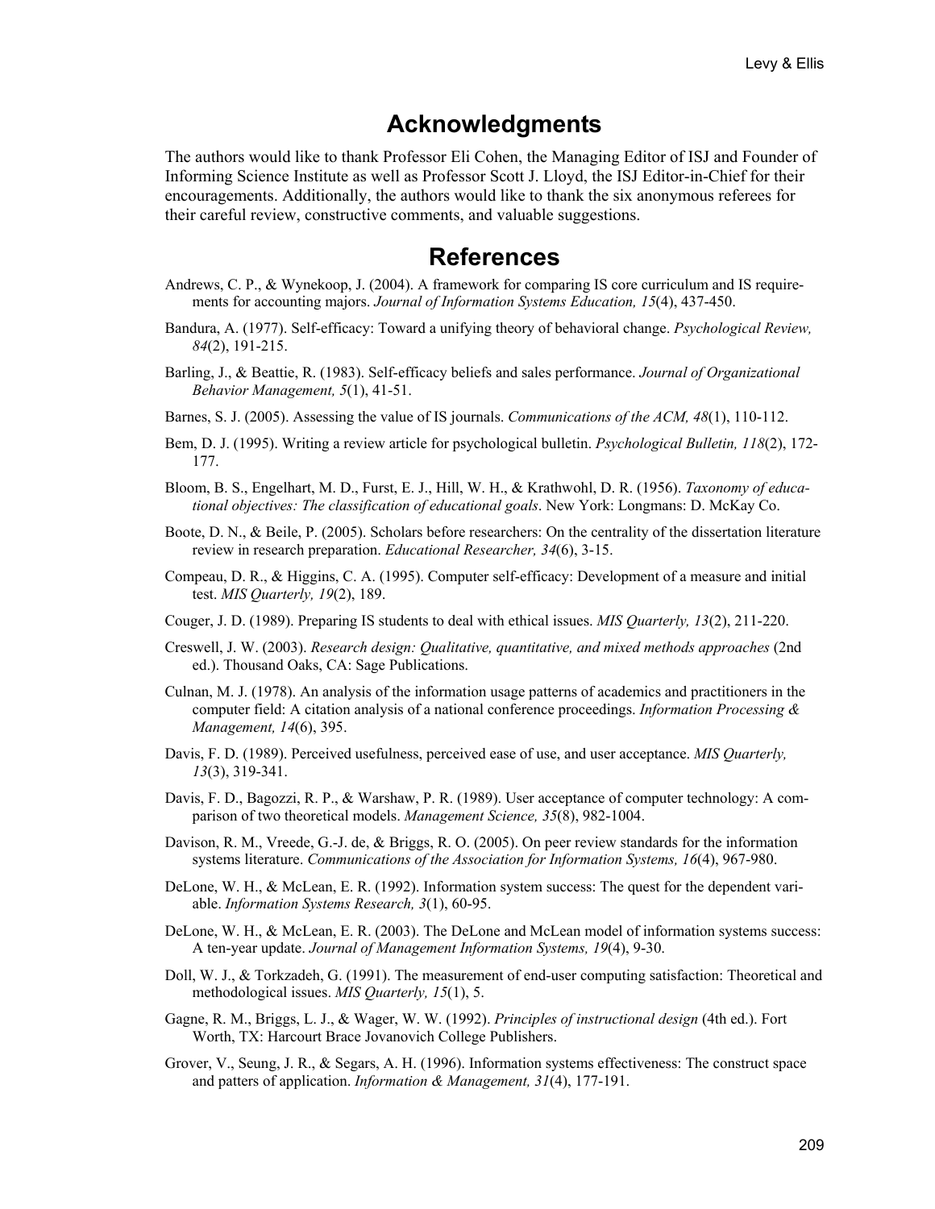## Acknowledgments

The authors would like to thank Professor Eli Cohen, the Managing Editor of ISJ and Founder of Informing Science Institute as well as Professor Scott J. Lloyd, the ISJ Editor-in-Chief for their encouragements. Additionally, the authors would like to thank the six anonymous referees for their careful review, constructive comments, and valuable suggestions.

## References

Andrews, C. P., & Wynekoop, J. (2004). A framework for comparing IS core curriculum and IS requirements for accounting majors. *Journal of Information Systems Education, 15*(4), 437-450.

Bandura, A. (1977). Self-efficacy: Toward a unifying theory of behavioral change. *Psychological Review, 84*(2), 191-215.

Barling, J., & Beattie, R. (1983). Self-efficacy beliefs and sales performance. *Journal of Organizational Behavior Management, 5*(1), 41-51.

Barnes, S. J. (2005). Assessing the value of IS journals. *Communications of the ACM, 48*(1), 110-112.

Bem, D. J. (1995). Writing a review article for psychological bulletin. *Psychological Bulletin, 118*(2), 172-177.

Bloom, B. S., Engelhart, M. D., Furst, E. J., Hill, W. H., & Krathwohl, D. R. (1956). *Taxonomy of educational objectives: The classification of educational goals*. New York: Longmans: D. McKay Co.

Boote, D. N., & Beile, P. (2005). Scholars before researchers: On the centrality of the dissertation literature review in research preparation. *Educational Researcher, 34*(6), 3-15.

Compeau, D. R., & Higgins, C. A. (1995). Computer self-efficacy: Development of a measure and initial test. *MIS Quarterly, 19*(2), 189.

Couger, J. D. (1989). Preparing IS students to deal with ethical issues. *MIS Quarterly, 13*(2), 211-220.

Creswell, J. W. (2003). *Research design: Qualitative, quantitative, and mixed methods approaches* (2nd ed.). Thousand Oaks, CA: Sage Publications.

Culnan, M. J. (1978). An analysis of the information usage patterns of academics and practitioners in the computer field: A citation analysis of a national conference proceedings. *Information Processing & Management, 14*(6), 395.

Davis, F. D. (1989). Perceived usefulness, perceived ease of use, and user acceptance. *MIS Quarterly, 13*(3), 319-341.

Davis, F. D., Bagozzi, R. P., & Warshaw, P. R. (1989). User acceptance of computer technology: A comparison of two theoretical models. *Management Science, 35*(8), 982-1004.

Davison, R. M., Vreede, G.-J. de, & Briggs, R. O. (2005). On peer review standards for the information systems literature. *Communications of the Association for Information Systems, 16*(4), 967-980.

DeLone, W. H., & McLean, E. R. (1992). Information system success: The quest for the dependent variable. *Information Systems Research, 3*(1), 60-95.

DeLone, W. H., & McLean, E. R. (2003). The DeLone and McLean model of information systems success: A ten-year update. *Journal of Management Information Systems, 19*(4), 9-30.

Doll, W. J., & Torkzadeh, G. (1991). The measurement of end-user computing satisfaction: Theoretical and methodological issues. *MIS Quarterly, 15*(1), 5.

Gagne, R. M., Briggs, L. J., & Wager, W. W. (1992). *Principles of instructional design* (4th ed.). Fort Worth, TX: Harcourt Brace Jovanovich College Publishers.

Grover, V., Seung, J. R., & Segars, A. H. (1996). Information systems effectiveness: The construct space and patters of application. *Information & Management, 31*(4), 177-191.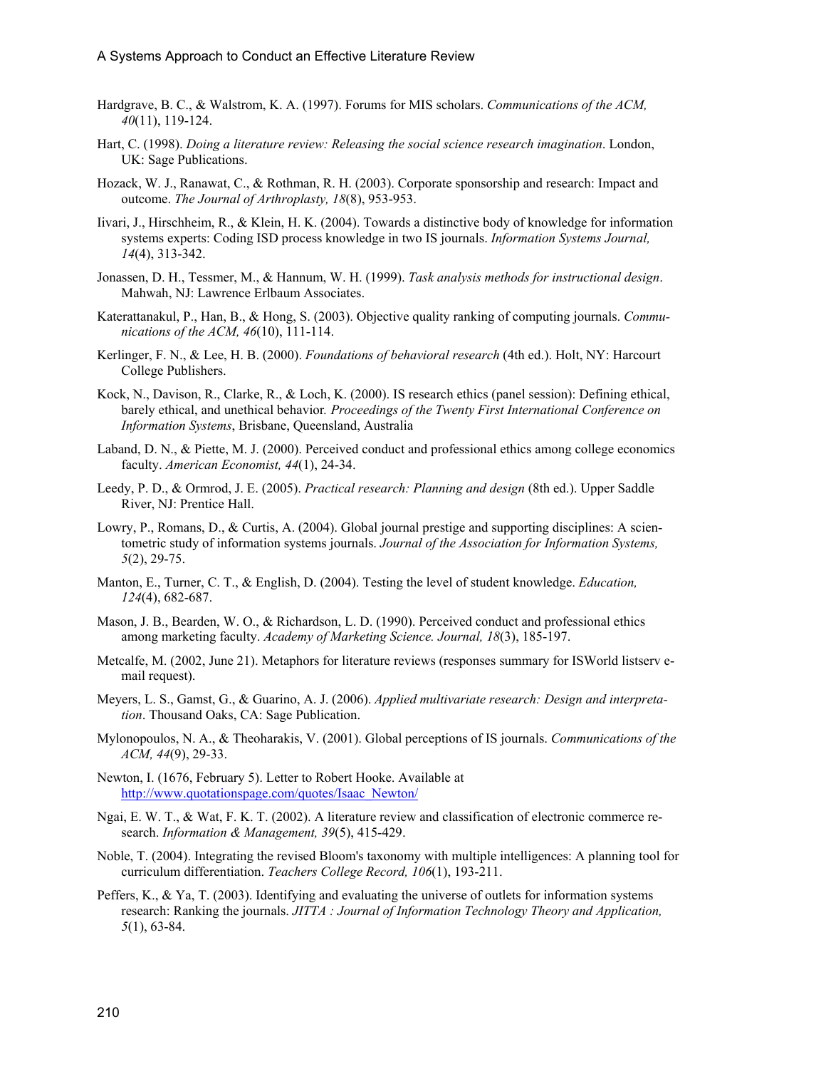Hardgrave, B. C., & Walstrom, K. A. (1997). Forums for MIS scholars. *Communications of the ACM, 40*(11), 119-124.

Hart, C. (1998). *Doing a literature review: Releasing the social science research imagination*. London, UK: Sage Publications.

Hozack, W. J., Ranawat, C., & Rothman, R. H. (2003). Corporate sponsorship and research: Impact and outcome. *The Journal of Arthroplasty, 18*(8), 953-953.

Iivari, J., Hirschheim, R., & Klein, H. K. (2004). Towards a distinctive body of knowledge for information systems experts: Coding ISD process knowledge in two IS journals. *Information Systems Journal, 14*(4), 313-342.

Jonassen, D. H., Tessmer, M., & Hannum, W. H. (1999). *Task analysis methods for instructional design*. Mahwah, NJ: Lawrence Erlbaum Associates.

Katerattanakul, P., Han, B., & Hong, S. (2003). Objective quality ranking of computing journals. *Communications of the ACM, 46*(10), 111-114.

Kerlinger, F. N., & Lee, H. B. (2000). *Foundations of behavioral research* (4th ed.). Holt, NY: Harcourt College Publishers.

Kock, N., Davison, R., Clarke, R., & Loch, K. (2000). IS research ethics (panel session): Defining ethical, barely ethical, and unethical behavior*. Proceedings of the Twenty First International Conference on Information Systems*, Brisbane, Queensland, Australia

Laband, D. N., & Piette, M. J. (2000). Perceived conduct and professional ethics among college economics faculty. *American Economist, 44*(1), 24-34.

Leedy, P. D., & Ormrod, J. E. (2005). *Practical research: Planning and design* (8th ed.). Upper Saddle River, NJ: Prentice Hall.

Lowry, P., Romans, D., & Curtis, A. (2004). Global journal prestige and supporting disciplines: A scientometric study of information systems journals. *Journal of the Association for Information Systems, 5*(2), 29-75.

Manton, E., Turner, C. T., & English, D. (2004). Testing the level of student knowledge. *Education, 124*(4), 682-687.

Mason, J. B., Bearden, W. O., & Richardson, L. D. (1990). Perceived conduct and professional ethics among marketing faculty. *Academy of Marketing Science. Journal, 18*(3), 185-197.

Metcalfe, M. (2002, June 21). Metaphors for literature reviews (responses summary for ISWorld listserv e-mail request).

Meyers, L. S., Gamst, G., & Guarino, A. J. (2006). *Applied multivariate research: Design and interpretation*. Thousand Oaks, CA: Sage Publication.

Mylonopoulos, N. A., & Theoharakis, V. (2001). Global perceptions of IS journals. *Communications of the ACM, 44*(9), 29-33.

Newton, I. (1676, February 5). Letter to Robert Hooke. Available at http://www.quotationspage.com/quotes/Isaac_Newton/

Ngai, E. W. T., & Wat, F. K. T. (2002). A literature review and classification of electronic commerce research. *Information & Management, 39*(5), 415-429.

Noble, T. (2004). Integrating the revised Bloom's taxonomy with multiple intelligences: A planning tool for curriculum differentiation. *Teachers College Record, 106*(1), 193-211.

Peffers, K., & Ya, T. (2003). Identifying and evaluating the universe of outlets for information systems research: Ranking the journals. *JITTA : Journal of Information Technology Theory and Application, 5*(1), 63-84.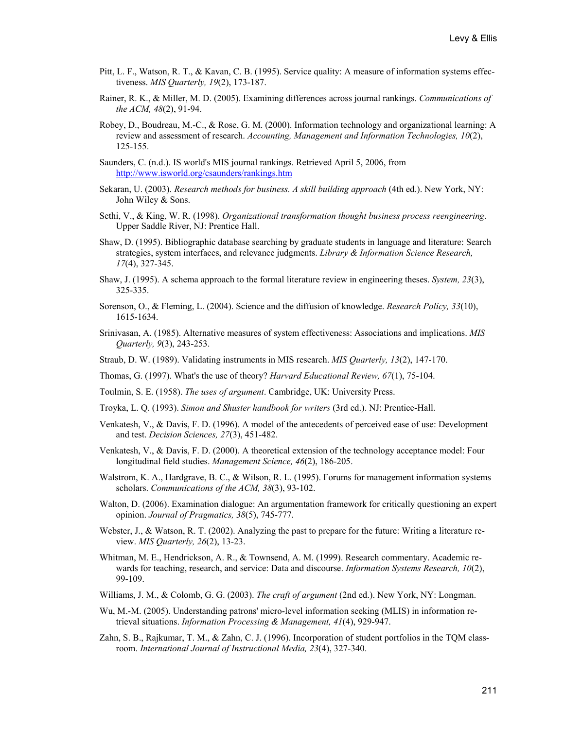Pitt, L. F., Watson, R. T., & Kavan, C. B. (1995). Service quality: A measure of information systems effectiveness. *MIS Quarterly, 19*(2), 173-187.

Rainer, R. K., & Miller, M. D. (2005). Examining differences across journal rankings. *Communications of the ACM, 48*(2), 91-94.

Robey, D., Boudreau, M.-C., & Rose, G. M. (2000). Information technology and organizational learning: A review and assessment of research. *Accounting, Management and Information Technologies, 10*(2), 125-155.

Saunders, C. (n.d.). IS world's MIS journal rankings. Retrieved April 5, 2006, from http://www.isworld.org/csaunders/rankings.htm

Sekaran, U. (2003). *Research methods for business. A skill building approach* (4th ed.). New York, NY: John Wiley & Sons.

Sethi, V., & King, W. R. (1998). *Organizational transformation thought business process reengineering*. Upper Saddle River, NJ: Prentice Hall.

Shaw, D. (1995). Bibliographic database searching by graduate students in language and literature: Search strategies, system interfaces, and relevance judgments. *Library & Information Science Research, 17*(4), 327-345.

Shaw, J. (1995). A schema approach to the formal literature review in engineering theses. *System, 23*(3), 325-335.

Sorenson, O., & Fleming, L. (2004). Science and the diffusion of knowledge. *Research Policy, 33*(10), 1615-1634.

Srinivasan, A. (1985). Alternative measures of system effectiveness: Associations and implications. *MIS Quarterly, 9*(3), 243-253.

Straub, D. W. (1989). Validating instruments in MIS research. *MIS Quarterly, 13*(2), 147-170.

Thomas, G. (1997). What's the use of theory? *Harvard Educational Review, 67*(1), 75-104.

Toulmin, S. E. (1958). *The uses of argument*. Cambridge, UK: University Press.

Troyka, L. Q. (1993). *Simon and Shuster handbook for writers* (3rd ed.). NJ: Prentice-Hall.

Venkatesh, V., & Davis, F. D. (1996). A model of the antecedents of perceived ease of use: Development and test. *Decision Sciences, 27*(3), 451-482.

Venkatesh, V., & Davis, F. D. (2000). A theoretical extension of the technology acceptance model: Four longitudinal field studies. *Management Science, 46*(2), 186-205.

Walstrom, K. A., Hardgrave, B. C., & Wilson, R. L. (1995). Forums for management information systems scholars. *Communications of the ACM, 38*(3), 93-102.

Walton, D. (2006). Examination dialogue: An argumentation framework for critically questioning an expert opinion. *Journal of Pragmatics, 38*(5), 745-777.

Webster, J., & Watson, R. T. (2002). Analyzing the past to prepare for the future: Writing a literature review. *MIS Quarterly, 26*(2), 13-23.

Whitman, M. E., Hendrickson, A. R., & Townsend, A. M. (1999). Research commentary. Academic rewards for teaching, research, and service: Data and discourse. *Information Systems Research, 10*(2), 99-109.

Williams, J. M., & Colomb, G. G. (2003). *The craft of argument* (2nd ed.). New York, NY: Longman.

Wu, M.-M. (2005). Understanding patrons' micro-level information seeking (MLIS) in information retrieval situations. *Information Processing & Management, 41*(4), 929-947.

Zahn, S. B., Rajkumar, T. M., & Zahn, C. J. (1996). Incorporation of student portfolios in the TQM classroom. *International Journal of Instructional Media, 23*(4), 327-340.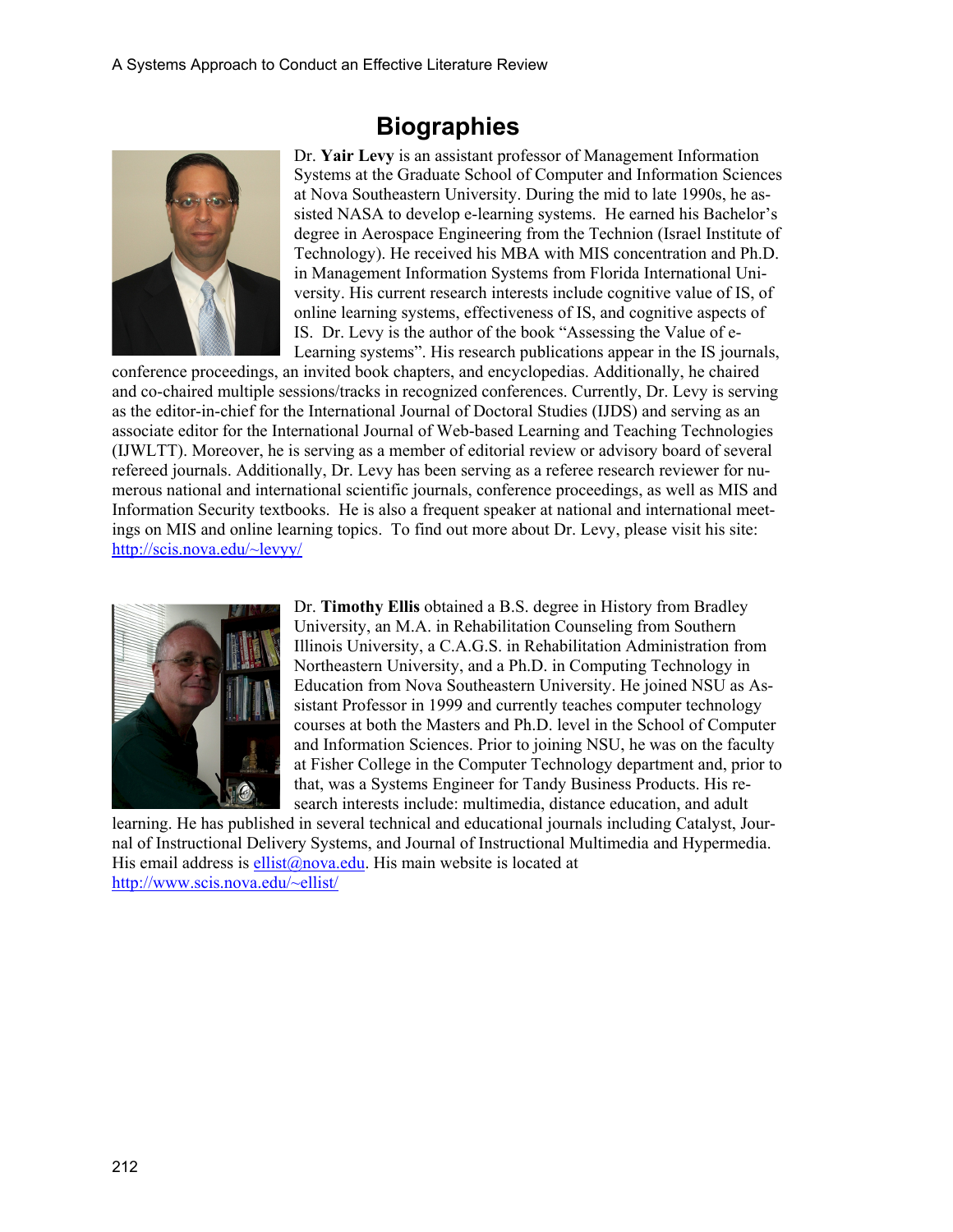# Biographies

Dr. **Yair Levy** is an assistant professor of Management Information Systems at the Graduate School of Computer and Information Sciences at Nova Southeastern University. During the mid to late 1990s, he assisted NASA to develop e-learning systems. He earned his Bachelor's degree in Aerospace Engineering from the Technion (Israel Institute of Technology). He received his MBA with MIS concentration and Ph.D. in Management Information Systems from Florida International University. His current research interests include cognitive value of IS, of online learning systems, effectiveness of IS, and cognitive aspects of IS. Dr. Levy is the author of the book "Assessing the Value of e-Learning systems". His research publications appear in the IS journals, conference proceedings, an invited book chapters, and encyclopedias. Additionally, he chaired and co-chaired multiple sessions/tracks in recognized conferences. Currently, Dr. Levy is serving as the editor-in-chief for the International Journal of Doctoral Studies (IJDS) and serving as an associate editor for the International Journal of Web-based Learning and Teaching Technologies (IJWLTT). Moreover, he is serving as a member of editorial review or advisory board of several refereed journals. Additionally, Dr. Levy has been serving as a referee research reviewer for numerous national and international scientific journals, conference proceedings, as well as MIS and Information Security textbooks. He is also a frequent speaker at national and international meetings on MIS and online learning topics. To find out more about Dr. Levy, please visit his site: http://scis.nova.edu/~levyy/

Dr. **Timothy Ellis** obtained a B.S. degree in History from Bradley University, an M.A. in Rehabilitation Counseling from Southern Illinois University, a C.A.G.S. in Rehabilitation Administration from Northeastern University, and a Ph.D. in Computing Technology in Education from Nova Southeastern University. He joined NSU as Assistant Professor in 1999 and currently teaches computer technology courses at both the Masters and Ph.D. level in the School of Computer and Information Sciences. Prior to joining NSU, he was on the faculty at Fisher College in the Computer Technology department and, prior to that, was a Systems Engineer for Tandy Business Products. His research interests include: multimedia, distance education, and adult learning. He has published in several technical and educational journals including Catalyst, Journal of Instructional Delivery Systems, and Journal of Instructional Multimedia and Hypermedia. His email address is ellist@nova.edu. His main website is located at http://www.scis.nova.edu/~ellist/